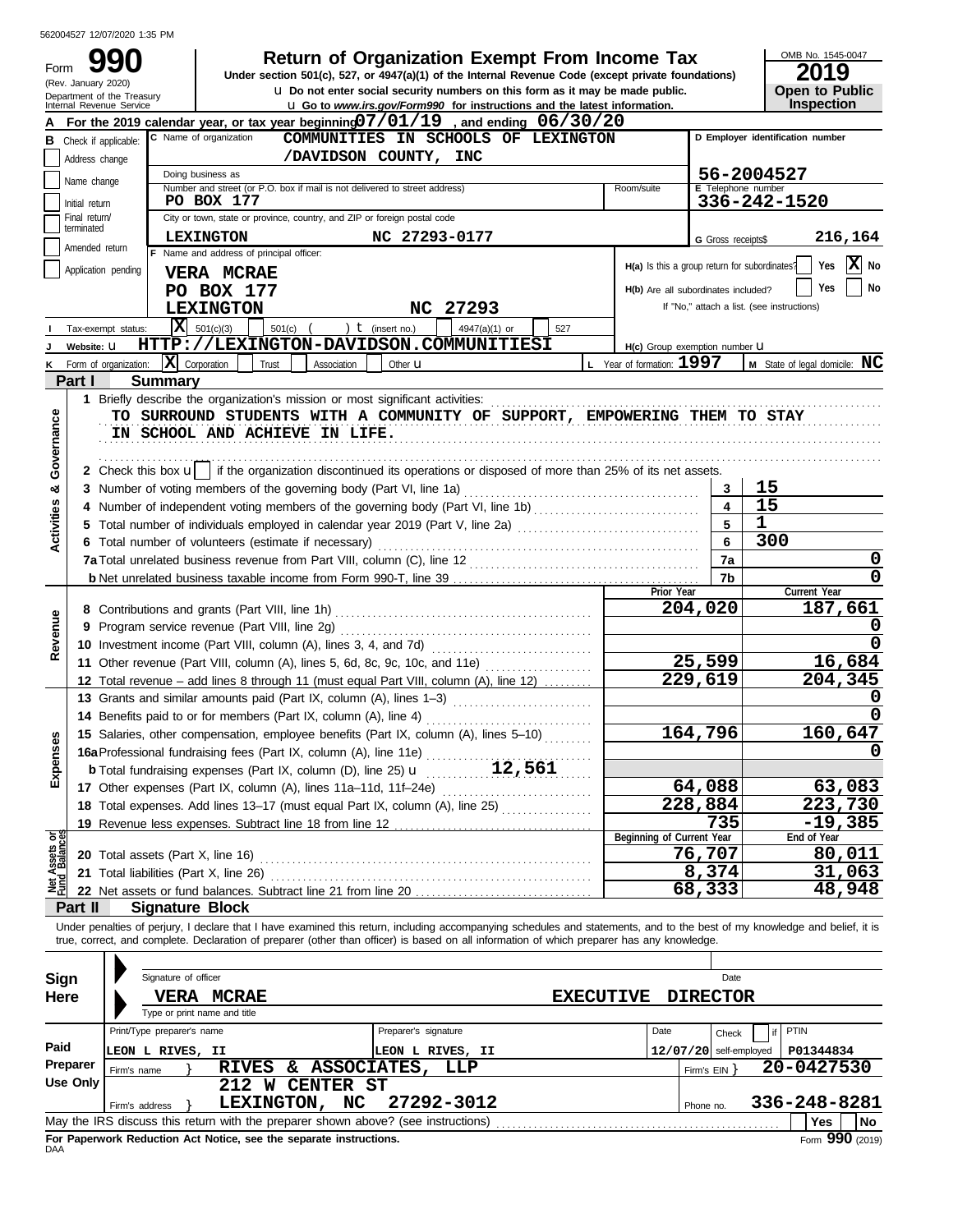562004527 12/07/2020 1:35 PM

# Form 990 — Return of Organization Exempt From Income Tax

Under section 501(c), 527, or 4947(a)(1) of the Internal Revenue Code (except private foundations)

(Rev. January 2020) Department of the Treasury Internal Revenue Service

u Do not enter social security numbers on this form as it may be made public.

u Go to *www.irs.gov/Form990* for instructions and the latest information.

OMB No. 1545-0047 | **2019** | **Open to Public Inspection**

**A** For the 2019 calendar year, or tax year beginning 07/01/19, and ending 06/30/20

**B** Check if applicable: Address change / Name change / Initial return / Final return/terminated / Amended return / Application pending

**C** Name of organization: COMMUNITIES IN SCHOOLS OF LEXINGTON /DAVIDSON COUNTY, INC

Doing business as

Number and street (or P.O. box if mail is not delivered to street address): PO BOX 177 — Room/suite

City or town, state or province, country, and ZIP or foreign postal code: LEXINGTON NC 27293-0177

**D** Employer identification number: 56-2004527

**E** Telephone number: 336-242-1520

**G** Gross receipts$ 216,164

**F** Name and address of principal officer: VERA MCRAE, PO BOX 177, LEXINGTON NC 27293

H(a) Is this a group return for subordinates? Yes [ ] No [X]

H(b) Are all subordinates included? Yes [ ] No [ ]

If "No," attach a list. (see instructions)

**I** Tax-exempt status: [X] 501(c)(3) [ ] 501(c) ( ) t (insert no.) [ ] 4947(a)(1) or [ ] 527

**J** Website: u HTTP://LEXINGTON-DAVIDSON.COMMUNITIESI

H(c) Group exemption number u

**K** Form of organization: [X] Corporation [ ] Trust [ ] Association [ ] Other u

**L** Year of formation: 1997 **M** State of legal domicile: NC

## Part I Summary

### Activities & Governance

1 Briefly describe the organization's mission or most significant activities:
TO SURROUND STUDENTS WITH A COMMUNITY OF SUPPORT, EMPOWERING THEM TO STAY IN SCHOOL AND ACHIEVE IN LIFE.

2 Check this box u [ ] if the organization discontinued its operations or disposed of more than 25% of its net assets.

| | Line | Value |
|---|---|---|
| 3 Number of voting members of the governing body (Part VI, line 1a) | 3 | 15 |
| 4 Number of independent voting members of the governing body (Part VI, line 1b) | 4 | 15 |
| 5 Total number of individuals employed in calendar year 2019 (Part V, line 2a) | 5 | 1 |
| 6 Total number of volunteers (estimate if necessary) | 6 | 300 |
| 7a Total unrelated business revenue from Part VIII, column (C), line 12 | 7a | 0 |
| b Net unrelated business taxable income from Form 990-T, line 39 | 7b | 0 |

### Revenue / Expenses / Net Assets

| | Prior Year | Current Year |
|---|---|---|
| 8 Contributions and grants (Part VIII, line 1h) | 204,020 | 187,661 |
| 9 Program service revenue (Part VIII, line 2g) | | 0 |
| 10 Investment income (Part VIII, column (A), lines 3, 4, and 7d) | | 0 |
| 11 Other revenue (Part VIII, column (A), lines 5, 6d, 8c, 9c, 10c, and 11e) | 25,599 | 16,684 |
| 12 Total revenue – add lines 8 through 11 (must equal Part VIII, column (A), line 12) | 229,619 | 204,345 |
| 13 Grants and similar amounts paid (Part IX, column (A), lines 1–3) | | 0 |
| 14 Benefits paid to or for members (Part IX, column (A), line 4) | | 0 |
| 15 Salaries, other compensation, employee benefits (Part IX, column (A), lines 5–10) | 164,796 | 160,647 |
| 16a Professional fundraising fees (Part IX, column (A), line 11e) | | 0 |
| b Total fundraising expenses (Part IX, column (D), line 25) u 12,561 | | |
| 17 Other expenses (Part IX, column (A), lines 11a–11d, 11f–24e) | 64,088 | 63,083 |
| 18 Total expenses. Add lines 13–17 (must equal Part IX, column (A), line 25) | 228,884 | 223,730 |
| 19 Revenue less expenses. Subtract line 18 from line 12 | 735 | -19,385 |

| | Beginning of Current Year | End of Year |
|---|---|---|
| 20 Total assets (Part X, line 16) | 76,707 | 80,011 |
| 21 Total liabilities (Part X, line 26) | 8,374 | 31,063 |
| 22 Net assets or fund balances. Subtract line 21 from line 20 | 68,333 | 48,948 |

## Part II Signature Block

Under penalties of perjury, I declare that I have examined this return, including accompanying schedules and statements, and to the best of my knowledge and belief, it is true, correct, and complete. Declaration of preparer (other than officer) is based on all information of which preparer has any knowledge.

**Sign Here** — Signature of officer — Date

VERA MCRAE EXECUTIVE DIRECTOR
Type or print name and title

**Paid Preparer Use Only**

| Print/Type preparer's name | Preparer's signature | Date | Check [ ] if self-employed | PTIN |
|---|---|---|---|---|
| LEON L RIVES, II | LEON L RIVES, II | 12/07/20 | | P01344834 |

Firm's name } RIVES & ASSOCIATES, LLP — Firm's EIN } 20-0427530

Firm's address } 212 W CENTER ST, LEXINGTON, NC 27292-3012 — Phone no. 336-248-8281

May the IRS discuss this return with the preparer shown above? (see instructions) Yes [ ] No [ ]

**For Paperwork Reduction Act Notice, see the separate instructions.**

DAA Form **990** (2019)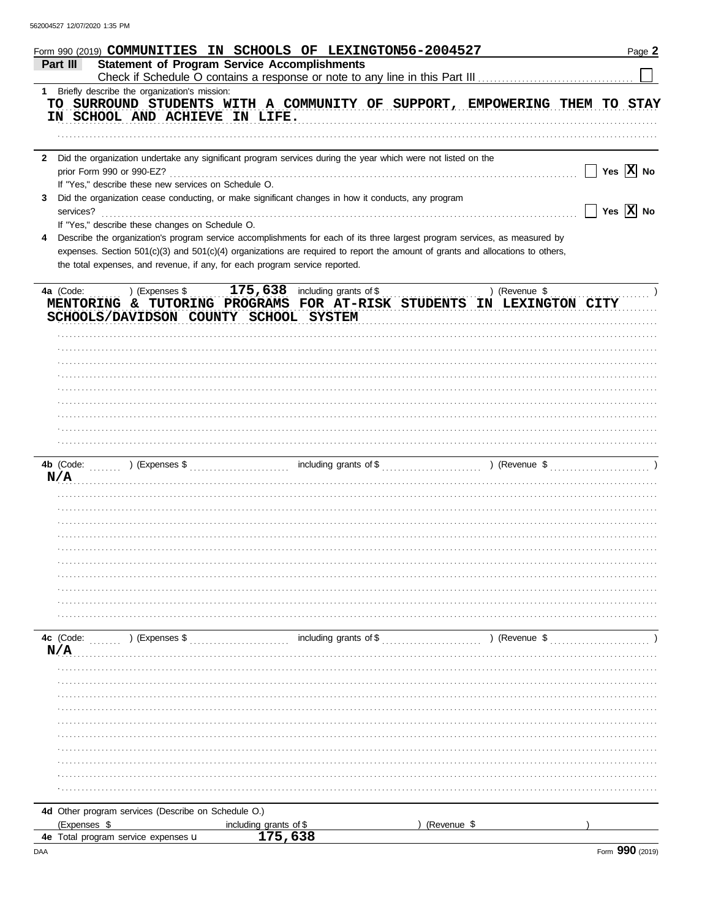562004527 12/07/2020 1:35 PM

Form 990 (2019) **COMMUNITIES IN SCHOOLS OF LEXINGTON 56-2004527** Page **2**

## Part III Statement of Program Service Accomplishments

Check if Schedule O contains a response or note to any line in this Part III ☐

**1** Briefly describe the organization's mission:

TO SURROUND STUDENTS WITH A COMMUNITY OF SUPPORT, EMPOWERING THEM TO STAY IN SCHOOL AND ACHIEVE IN LIFE.

**2** Did the organization undertake any significant program services during the year which were not listed on the prior Form 990 or 990-EZ? ☐ Yes ☒ No

If "Yes," describe these new services on Schedule O.

**3** Did the organization cease conducting, or make significant changes in how it conducts, any program services? ☐ Yes ☒ No

If "Yes," describe these changes on Schedule O.

**4** Describe the organization's program service accomplishments for each of its three largest program services, as measured by expenses. Section 501(c)(3) and 501(c)(4) organizations are required to report the amount of grants and allocations to others, the total expenses, and revenue, if any, for each program service reported.

**4a** (Code: ) (Expenses $ 175,638 including grants of $ ) (Revenue $ )

MENTORING & TUTORING PROGRAMS FOR AT-RISK STUDENTS IN LEXINGTON CITY SCHOOLS/DAVIDSON COUNTY SCHOOL SYSTEM

**4b** (Code: ) (Expenses $ including grants of $ ) (Revenue $ )

N/A

**4c** (Code: ) (Expenses $ including grants of $ ) (Revenue $ )

N/A

**4d** Other program services (Describe on Schedule O.)

(Expenses $ including grants of $ ) (Revenue $ )

**4e** Total program service expenses u 175,638

DAA Form **990** (2019)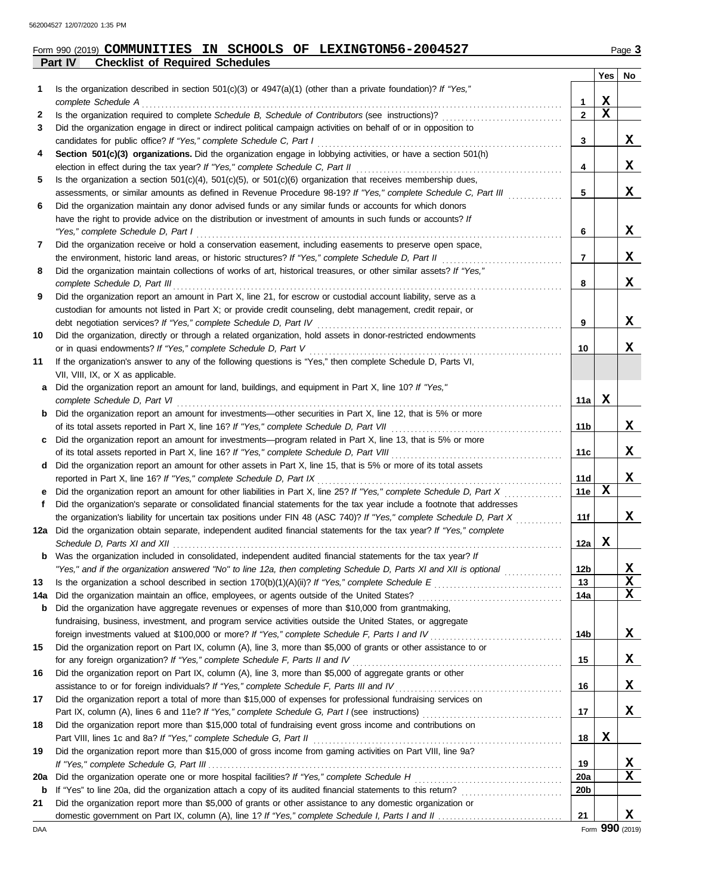Form 990 (2019) **COMMUNITIES IN SCHOOLS OF LEXINGTON 56-2004527** Page **3**

**Part IV Checklist of Required Schedules**

| | | | Yes | No |
|---|---|---|---|---|
| **1** | Is the organization described in section 501(c)(3) or 4947(a)(1) (other than a private foundation)? *If "Yes," complete Schedule A* | 1 | X | |
| **2** | Is the organization required to complete *Schedule B, Schedule of Contributors* (see instructions)? | 2 | X | |
| **3** | Did the organization engage in direct or indirect political campaign activities on behalf of or in opposition to candidates for public office? *If "Yes," complete Schedule C, Part I* | 3 | | X |
| **4** | **Section 501(c)(3) organizations.** Did the organization engage in lobbying activities, or have a section 501(h) election in effect during the tax year? *If "Yes," complete Schedule C, Part II* | 4 | | X |
| **5** | Is the organization a section 501(c)(4), 501(c)(5), or 501(c)(6) organization that receives membership dues, assessments, or similar amounts as defined in Revenue Procedure 98-19? *If "Yes," complete Schedule C, Part III* | 5 | | X |
| **6** | Did the organization maintain any donor advised funds or any similar funds or accounts for which donors have the right to provide advice on the distribution or investment of amounts in such funds or accounts? *If "Yes," complete Schedule D, Part I* | 6 | | X |
| **7** | Did the organization receive or hold a conservation easement, including easements to preserve open space, the environment, historic land areas, or historic structures? *If "Yes," complete Schedule D, Part II* | 7 | | X |
| **8** | Did the organization maintain collections of works of art, historical treasures, or other similar assets? *If "Yes," complete Schedule D, Part III* | 8 | | X |
| **9** | Did the organization report an amount in Part X, line 21, for escrow or custodial account liability, serve as a custodian for amounts not listed in Part X; or provide credit counseling, debt management, credit repair, or debt negotiation services? *If "Yes," complete Schedule D, Part IV* | 9 | | X |
| **10** | Did the organization, directly or through a related organization, hold assets in donor-restricted endowments or in quasi endowments? *If "Yes," complete Schedule D, Part V* | 10 | | X |
| **11** | If the organization's answer to any of the following questions is "Yes," then complete Schedule D, Parts VI, VII, VIII, IX, or X as applicable. | | | |
| **a** | Did the organization report an amount for land, buildings, and equipment in Part X, line 10? *If "Yes," complete Schedule D, Part VI* | 11a | X | |
| **b** | Did the organization report an amount for investments—other securities in Part X, line 12, that is 5% or more of its total assets reported in Part X, line 16? *If "Yes," complete Schedule D, Part VII* | 11b | | X |
| **c** | Did the organization report an amount for investments—program related in Part X, line 13, that is 5% or more of its total assets reported in Part X, line 16? *If "Yes," complete Schedule D, Part VIII* | 11c | | X |
| **d** | Did the organization report an amount for other assets in Part X, line 15, that is 5% or more of its total assets reported in Part X, line 16? *If "Yes," complete Schedule D, Part IX* | 11d | | X |
| **e** | Did the organization report an amount for other liabilities in Part X, line 25? *If "Yes," complete Schedule D, Part X* | 11e | X | |
| **f** | Did the organization's separate or consolidated financial statements for the tax year include a footnote that addresses the organization's liability for uncertain tax positions under FIN 48 (ASC 740)? *If "Yes," complete Schedule D, Part X* | 11f | | X |
| **12a** | Did the organization obtain separate, independent audited financial statements for the tax year? *If "Yes," complete Schedule D, Parts XI and XII* | 12a | X | |
| **b** | Was the organization included in consolidated, independent audited financial statements for the tax year? *If "Yes," and if the organization answered "No" to line 12a, then completing Schedule D, Parts XI and XII is optional* | 12b | | X |
| **13** | Is the organization a school described in section 170(b)(1)(A)(ii)? *If "Yes," complete Schedule E* | 13 | | X |
| **14a** | Did the organization maintain an office, employees, or agents outside of the United States? | 14a | | X |
| **b** | Did the organization have aggregate revenues or expenses of more than $10,000 from grantmaking, fundraising, business, investment, and program service activities outside the United States, or aggregate foreign investments valued at $100,000 or more? *If "Yes," complete Schedule F, Parts I and IV* | 14b | | X |
| **15** | Did the organization report on Part IX, column (A), line 3, more than $5,000 of grants or other assistance to or for any foreign organization? *If "Yes," complete Schedule F, Parts II and IV* | 15 | | X |
| **16** | Did the organization report on Part IX, column (A), line 3, more than $5,000 of aggregate grants or other assistance to or for foreign individuals? *If "Yes," complete Schedule F, Parts III and IV* | 16 | | X |
| **17** | Did the organization report a total of more than $15,000 of expenses for professional fundraising services on Part IX, column (A), lines 6 and 11e? *If "Yes," complete Schedule G, Part I* (see instructions) | 17 | | X |
| **18** | Did the organization report more than $15,000 total of fundraising event gross income and contributions on Part VIII, lines 1c and 8a? *If "Yes," complete Schedule G, Part II* | 18 | X | |
| **19** | Did the organization report more than $15,000 of gross income from gaming activities on Part VIII, line 9a? *If "Yes," complete Schedule G, Part III* | 19 | | X |
| **20a** | Did the organization operate one or more hospital facilities? *If "Yes," complete Schedule H* | 20a | | X |
| **b** | If "Yes" to line 20a, did the organization attach a copy of its audited financial statements to this return? | 20b | | |
| **21** | Did the organization report more than $5,000 of grants or other assistance to any domestic organization or domestic government on Part IX, column (A), line 1? *If "Yes," complete Schedule I, Parts I and II* | 21 | | X |

Form **990** (2019)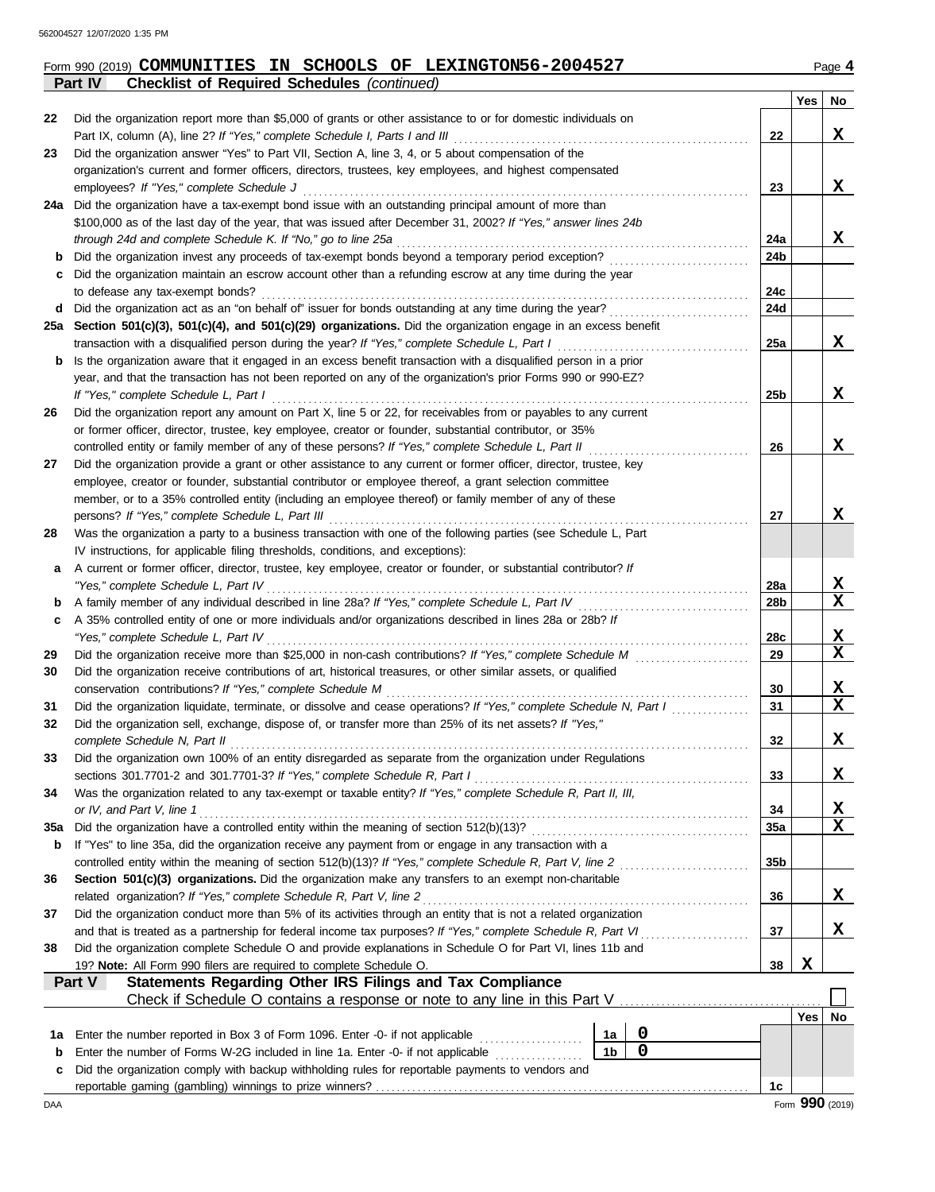Form 990 (2019) **COMMUNITIES IN SCHOOLS OF LEXINGTON56-2004527**

## Part IV — Checklist of Required Schedules *(continued)*

| | | | Yes | No |
|---|---|---|---|---|
| 22 | Did the organization report more than $5,000 of grants or other assistance to or for domestic individuals on Part IX, column (A), line 2? *If "Yes," complete Schedule I, Parts I and III* | 22 | | X |
| 23 | Did the organization answer "Yes" to Part VII, Section A, line 3, 4, or 5 about compensation of the organization's current and former officers, directors, trustees, key employees, and highest compensated employees? *If "Yes," complete Schedule J* | 23 | | X |
| 24a | Did the organization have a tax-exempt bond issue with an outstanding principal amount of more than $100,000 as of the last day of the year, that was issued after December 31, 2002? *If "Yes," answer lines 24b through 24d and complete Schedule K. If "No," go to line 25a* | 24a | | X |
| b | Did the organization invest any proceeds of tax-exempt bonds beyond a temporary period exception? | 24b | | |
| c | Did the organization maintain an escrow account other than a refunding escrow at any time during the year to defease any tax-exempt bonds? | 24c | | |
| d | Did the organization act as an "on behalf of" issuer for bonds outstanding at any time during the year? | 24d | | |
| 25a | **Section 501(c)(3), 501(c)(4), and 501(c)(29) organizations.** Did the organization engage in an excess benefit transaction with a disqualified person during the year? *If "Yes," complete Schedule L, Part I* | 25a | | X |
| b | Is the organization aware that it engaged in an excess benefit transaction with a disqualified person in a prior year, and that the transaction has not been reported on any of the organization's prior Forms 990 or 990-EZ? *If "Yes," complete Schedule L, Part I* | 25b | | X |
| 26 | Did the organization report any amount on Part X, line 5 or 22, for receivables from or payables to any current or former officer, director, trustee, key employee, creator or founder, substantial contributor, or 35% controlled entity or family member of any of these persons? *If "Yes," complete Schedule L, Part II* | 26 | | X |
| 27 | Did the organization provide a grant or other assistance to any current or former officer, director, trustee, key employee, creator or founder, substantial contributor or employee thereof, a grant selection committee member, or to a 35% controlled entity (including an employee thereof) or family member of any of these persons? *If "Yes," complete Schedule L, Part III* | 27 | | X |
| 28 | Was the organization a party to a business transaction with one of the following parties (see Schedule L, Part IV instructions, for applicable filing thresholds, conditions, and exceptions): | | | |
| a | A current or former officer, director, trustee, key employee, creator or founder, or substantial contributor? *If "Yes," complete Schedule L, Part IV* | 28a | | X |
| b | A family member of any individual described in line 28a? *If "Yes," complete Schedule L, Part IV* | 28b | | X |
| c | A 35% controlled entity of one or more individuals and/or organizations described in lines 28a or 28b? *If "Yes," complete Schedule L, Part IV* | 28c | | X |
| 29 | Did the organization receive more than $25,000 in non-cash contributions? *If "Yes," complete Schedule M* | 29 | | X |
| 30 | Did the organization receive contributions of art, historical treasures, or other similar assets, or qualified conservation contributions? *If "Yes," complete Schedule M* | 30 | | X |
| 31 | Did the organization liquidate, terminate, or dissolve and cease operations? *If "Yes," complete Schedule N, Part I* | 31 | | X |
| 32 | Did the organization sell, exchange, dispose of, or transfer more than 25% of its net assets? *If "Yes," complete Schedule N, Part II* | 32 | | X |
| 33 | Did the organization own 100% of an entity disregarded as separate from the organization under Regulations sections 301.7701-2 and 301.7701-3? *If "Yes," complete Schedule R, Part I* | 33 | | X |
| 34 | Was the organization related to any tax-exempt or taxable entity? *If "Yes," complete Schedule R, Part II, III, or IV, and Part V, line 1* | 34 | | X |
| 35a | Did the organization have a controlled entity within the meaning of section 512(b)(13)? | 35a | | X |
| b | If "Yes" to line 35a, did the organization receive any payment from or engage in any transaction with a controlled entity within the meaning of section 512(b)(13)? *If "Yes," complete Schedule R, Part V, line 2* | 35b | | |
| 36 | **Section 501(c)(3) organizations.** Did the organization make any transfers to an exempt non-charitable related organization? *If "Yes," complete Schedule R, Part V, line 2* | 36 | | X |
| 37 | Did the organization conduct more than 5% of its activities through an entity that is not a related organization and that is treated as a partnership for federal income tax purposes? *If "Yes," complete Schedule R, Part VI* | 37 | | X |
| 38 | Did the organization complete Schedule O and provide explanations in Schedule O for Part VI, lines 11b and 19? **Note:** All Form 990 filers are required to complete Schedule O. | 38 | X | |

## Part V — Statements Regarding Other IRS Filings and Tax Compliance

Check if Schedule O contains a response or note to any line in this Part V ☐

| | | | | | Yes | No |
|---|---|---|---|---|---|---|
| 1a | Enter the number reported in Box 3 of Form 1096. Enter -0- if not applicable | 1a | 0 | | | |
| b | Enter the number of Forms W-2G included in line 1a. Enter -0- if not applicable | 1b | 0 | | | |
| c | Did the organization comply with backup withholding rules for reportable payments to vendors and reportable gaming (gambling) winnings to prize winners? | | | 1c | | |

Form **990** (2019)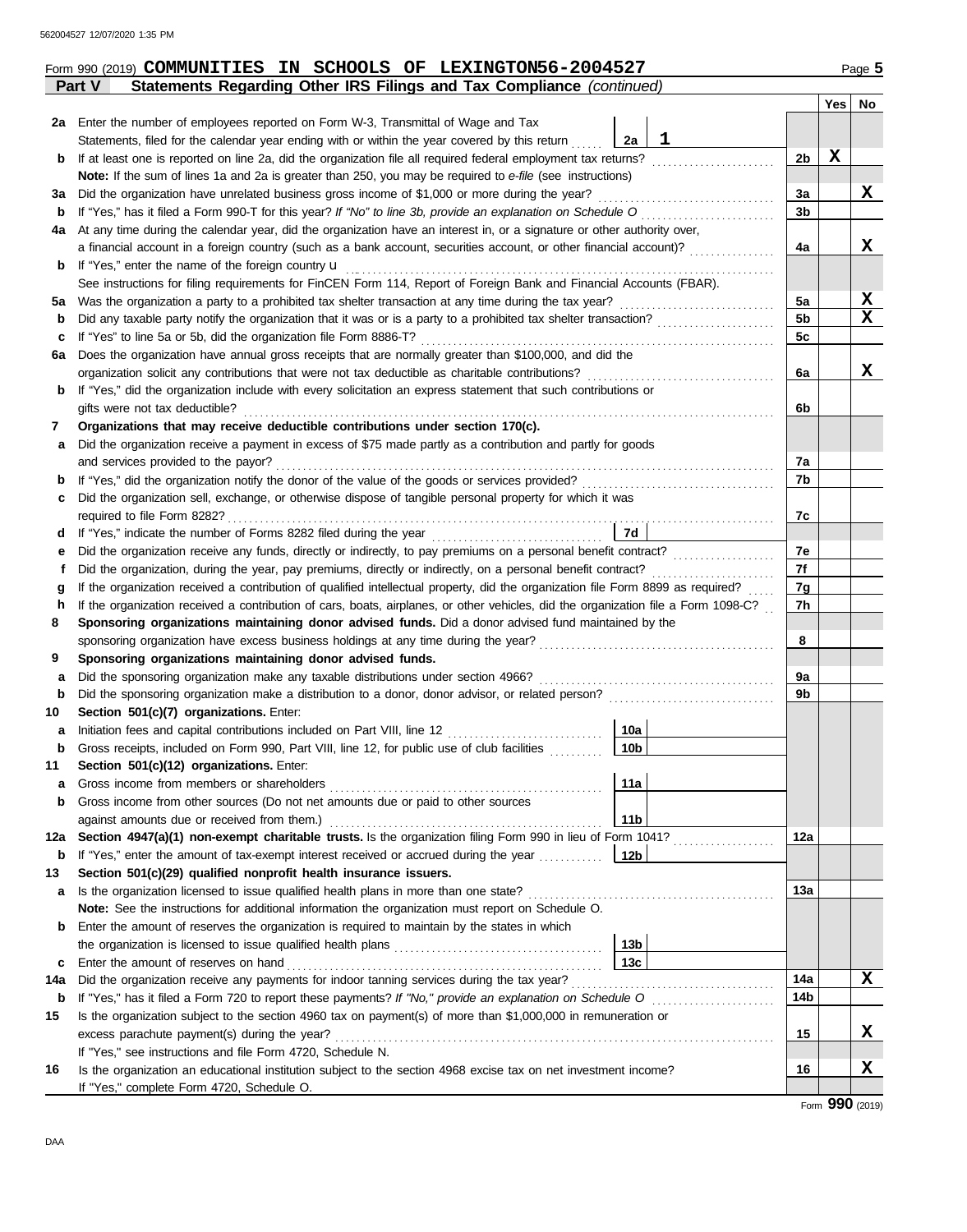Form 990 (2019) **COMMUNITIES IN SCHOOLS OF LEXINGTON** 56-2004527

**Part V — Statements Regarding Other IRS Filings and Tax Compliance** *(continued)*

| | | | | Yes | No |
|---|---|---|---|---|---|
| **2a** | Enter the number of employees reported on Form W-3, Transmittal of Wage and Tax Statements, filed for the calendar year ending with or within the year covered by this return | 2a: 1 | | | |
| **b** | If at least one is reported on line 2a, did the organization file all required federal employment tax returns? | | 2b | X | |
| | **Note:** If the sum of lines 1a and 2a is greater than 250, you may be required to *e-file* (see instructions) | | | | |
| **3a** | Did the organization have unrelated business gross income of $1,000 or more during the year? | | 3a | | X |
| **b** | If "Yes," has it filed a Form 990-T for this year? *If "No" to line 3b, provide an explanation on Schedule O* | | 3b | | |
| **4a** | At any time during the calendar year, did the organization have an interest in, or a signature or other authority over, a financial account in a foreign country (such as a bank account, securities account, or other financial account)? | | 4a | | X |
| **b** | If "Yes," enter the name of the foreign country u | | | | |
| | See instructions for filing requirements for FinCEN Form 114, Report of Foreign Bank and Financial Accounts (FBAR). | | | | |
| **5a** | Was the organization a party to a prohibited tax shelter transaction at any time during the tax year? | | 5a | | X |
| **b** | Did any taxable party notify the organization that it was or is a party to a prohibited tax shelter transaction? | | 5b | | X |
| **c** | If "Yes" to line 5a or 5b, did the organization file Form 8886-T? | | 5c | | |
| **6a** | Does the organization have annual gross receipts that are normally greater than $100,000, and did the organization solicit any contributions that were not tax deductible as charitable contributions? | | 6a | | X |
| **b** | If "Yes," did the organization include with every solicitation an express statement that such contributions or gifts were not tax deductible? | | 6b | | |
| **7** | **Organizations that may receive deductible contributions under section 170(c).** | | | | |
| **a** | Did the organization receive a payment in excess of $75 made partly as a contribution and partly for goods and services provided to the payor? | | 7a | | |
| **b** | If "Yes," did the organization notify the donor of the value of the goods or services provided? | | 7b | | |
| **c** | Did the organization sell, exchange, or otherwise dispose of tangible personal property for which it was required to file Form 8282? | | 7c | | |
| **d** | If "Yes," indicate the number of Forms 8282 filed during the year | 7d | | | |
| **e** | Did the organization receive any funds, directly or indirectly, to pay premiums on a personal benefit contract? | | 7e | | |
| **f** | Did the organization, during the year, pay premiums, directly or indirectly, on a personal benefit contract? | | 7f | | |
| **g** | If the organization received a contribution of qualified intellectual property, did the organization file Form 8899 as required? | | 7g | | |
| **h** | If the organization received a contribution of cars, boats, airplanes, or other vehicles, did the organization file a Form 1098-C? | | 7h | | |
| **8** | **Sponsoring organizations maintaining donor advised funds.** Did a donor advised fund maintained by the sponsoring organization have excess business holdings at any time during the year? | | 8 | | |
| **9** | **Sponsoring organizations maintaining donor advised funds.** | | | | |
| **a** | Did the sponsoring organization make any taxable distributions under section 4966? | | 9a | | |
| **b** | Did the sponsoring organization make a distribution to a donor, donor advisor, or related person? | | 9b | | |
| **10** | **Section 501(c)(7) organizations.** Enter: | | | | |
| **a** | Initiation fees and capital contributions included on Part VIII, line 12 | 10a | | | |
| **b** | Gross receipts, included on Form 990, Part VIII, line 12, for public use of club facilities | 10b | | | |
| **11** | **Section 501(c)(12) organizations.** Enter: | | | | |
| **a** | Gross income from members or shareholders | 11a | | | |
| **b** | Gross income from other sources (Do not net amounts due or paid to other sources against amounts due or received from them.) | 11b | | | |
| **12a** | **Section 4947(a)(1) non-exempt charitable trusts.** Is the organization filing Form 990 in lieu of Form 1041? | | 12a | | |
| **b** | If "Yes," enter the amount of tax-exempt interest received or accrued during the year | 12b | | | |
| **13** | **Section 501(c)(29) qualified nonprofit health insurance issuers.** | | | | |
| **a** | Is the organization licensed to issue qualified health plans in more than one state? | | 13a | | |
| | **Note:** See the instructions for additional information the organization must report on Schedule O. | | | | |
| **b** | Enter the amount of reserves the organization is required to maintain by the states in which the organization is licensed to issue qualified health plans | 13b | | | |
| **c** | Enter the amount of reserves on hand | 13c | | | |
| **14a** | Did the organization receive any payments for indoor tanning services during the tax year? | | 14a | | X |
| **b** | If "Yes," has it filed a Form 720 to report these payments? *If "No," provide an explanation on Schedule O* | | 14b | | |
| **15** | Is the organization subject to the section 4960 tax on payment(s) of more than $1,000,000 in remuneration or excess parachute payment(s) during the year? | | 15 | | X |
| | If "Yes," see instructions and file Form 4720, Schedule N. | | | | |
| **16** | Is the organization an educational institution subject to the section 4968 excise tax on net investment income? | | 16 | | X |
| | If "Yes," complete Form 4720, Schedule O. | | | | |

Form **990** (2019)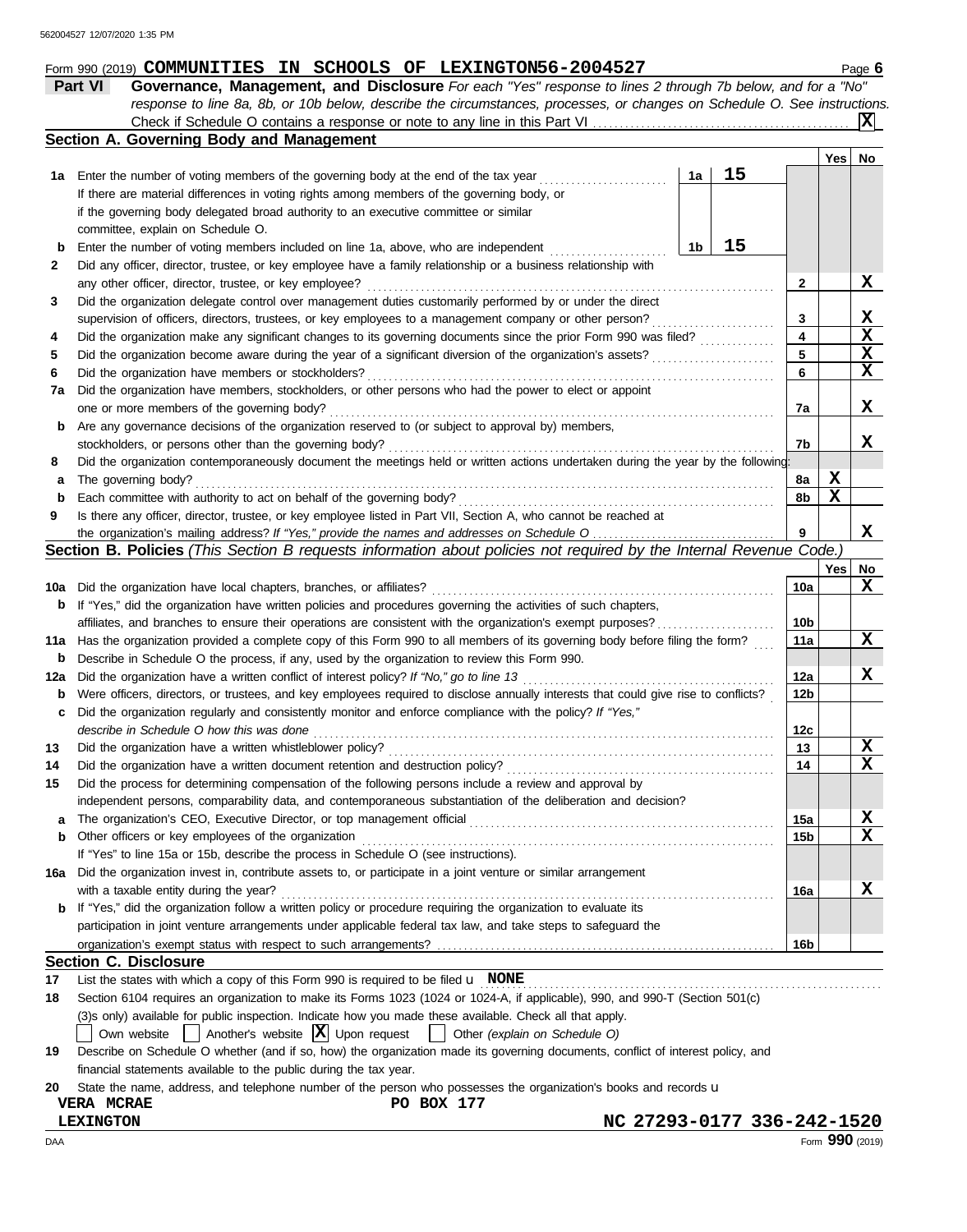Form 990 (2019) **COMMUNITIES IN SCHOOLS OF LEXINGTON 56-2004527** Page **6**

## Part VI Governance, Management, and Disclosure

*For each "Yes" response to lines 2 through 7b below, and for a "No" response to line 8a, 8b, or 10b below, describe the circumstances, processes, or changes on Schedule O. See instructions.*

Check if Schedule O contains a response or note to any line in this Part VI ..... [X]

### Section A. Governing Body and Management

| | | | | | Yes | No |
|---|---|---|---|---|---|---|
| **1a** | Enter the number of voting members of the governing body at the end of the tax year. If there are material differences in voting rights among members of the governing body, or if the governing body delegated broad authority to an executive committee or similar committee, explain on Schedule O. | 1a | 15 | | | |
| **b** | Enter the number of voting members included on line 1a, above, who are independent | 1b | 15 | | | |
| **2** | Did any officer, director, trustee, or key employee have a family relationship or a business relationship with any other officer, director, trustee, or key employee? | | | 2 | | X |
| **3** | Did the organization delegate control over management duties customarily performed by or under the direct supervision of officers, directors, trustees, or key employees to a management company or other person? | | | 3 | | X |
| **4** | Did the organization make any significant changes to its governing documents since the prior Form 990 was filed? | | | 4 | | X |
| **5** | Did the organization become aware during the year of a significant diversion of the organization's assets? | | | 5 | | X |
| **6** | Did the organization have members or stockholders? | | | 6 | | X |
| **7a** | Did the organization have members, stockholders, or other persons who had the power to elect or appoint one or more members of the governing body? | | | 7a | | X |
| **b** | Are any governance decisions of the organization reserved to (or subject to approval by) members, stockholders, or persons other than the governing body? | | | 7b | | X |
| **8** | Did the organization contemporaneously document the meetings held or written actions undertaken during the year by the following: | | | | | |
| **a** | The governing body? | | | 8a | X | |
| **b** | Each committee with authority to act on behalf of the governing body? | | | 8b | X | |
| **9** | Is there any officer, director, trustee, or key employee listed in Part VII, Section A, who cannot be reached at the organization's mailing address? *If "Yes," provide the names and addresses on Schedule O* | | | 9 | | X |

### Section B. Policies *(This Section B requests information about policies not required by the Internal Revenue Code.)*

| | | | Yes | No |
|---|---|---|---|---|
| **10a** | Did the organization have local chapters, branches, or affiliates? | 10a | | X |
| **b** | If "Yes," did the organization have written policies and procedures governing the activities of such chapters, affiliates, and branches to ensure their operations are consistent with the organization's exempt purposes? | 10b | | |
| **11a** | Has the organization provided a complete copy of this Form 990 to all members of its governing body before filing the form? | 11a | | X |
| **b** | Describe in Schedule O the process, if any, used by the organization to review this Form 990. | | | |
| **12a** | Did the organization have a written conflict of interest policy? *If "No," go to line 13* | 12a | | X |
| **b** | Were officers, directors, or trustees, and key employees required to disclose annually interests that could give rise to conflicts? | 12b | | |
| **c** | Did the organization regularly and consistently monitor and enforce compliance with the policy? *If "Yes," describe in Schedule O how this was done* | 12c | | |
| **13** | Did the organization have a written whistleblower policy? | 13 | | X |
| **14** | Did the organization have a written document retention and destruction policy? | 14 | | X |
| **15** | Did the process for determining compensation of the following persons include a review and approval by independent persons, comparability data, and contemporaneous substantiation of the deliberation and decision? | | | |
| **a** | The organization's CEO, Executive Director, or top management official | 15a | | X |
| **b** | Other officers or key employees of the organization | 15b | | X |
| | If "Yes" to line 15a or 15b, describe the process in Schedule O (see instructions). | | | |
| **16a** | Did the organization invest in, contribute assets to, or participate in a joint venture or similar arrangement with a taxable entity during the year? | 16a | | X |
| **b** | If "Yes," did the organization follow a written policy or procedure requiring the organization to evaluate its participation in joint venture arrangements under applicable federal tax law, and take steps to safeguard the organization's exempt status with respect to such arrangements? | 16b | | |

### Section C. Disclosure

**17** List the states with which a copy of this Form 990 is required to be filed **NONE**

**18** Section 6104 requires an organization to make its Forms 1023 (1024 or 1024-A, if applicable), 990, and 990-T (Section 501(c)(3)s only) available for public inspection. Indicate how you made these available. Check all that apply.

[ ] Own website [ ] Another's website [X] Upon request [ ] Other *(explain on Schedule O)*

**19** Describe on Schedule O whether (and if so, how) the organization made its governing documents, conflict of interest policy, and financial statements available to the public during the tax year.

**20** State the name, address, and telephone number of the person who possesses the organization's books and records

**VERA MCRAE** PO BOX 177
**LEXINGTON NC 27293-0177 336-242-1520**

Form **990** (2019)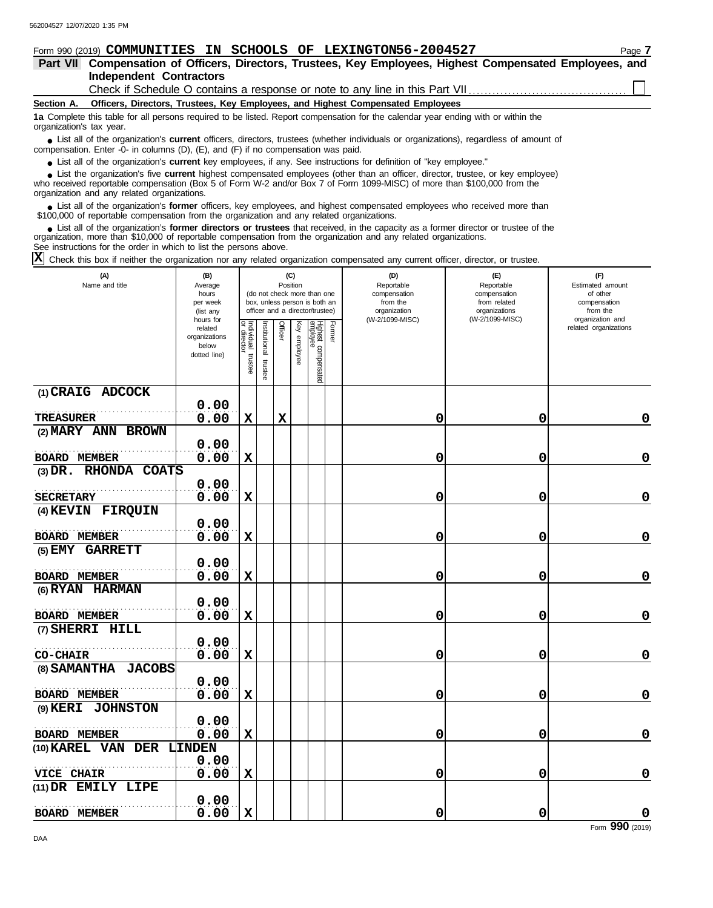Form 990 (2019) **COMMUNITIES IN SCHOOLS OF LEXINGTON** **56-2004527**

**Part VII Compensation of Officers, Directors, Trustees, Key Employees, Highest Compensated Employees, and Independent Contractors**

Check if Schedule O contains a response or note to any line in this Part VII ☐

**Section A. Officers, Directors, Trustees, Key Employees, and Highest Compensated Employees**

**1a** Complete this table for all persons required to be listed. Report compensation for the calendar year ending with or within the organization's tax year.

- List all of the organization's **current** officers, directors, trustees (whether individuals or organizations), regardless of amount of compensation. Enter -0- in columns (D), (E), and (F) if no compensation was paid.
- List all of the organization's **current** key employees, if any. See instructions for definition of "key employee."
- List the organization's five **current** highest compensated employees (other than an officer, director, trustee, or key employee) who received reportable compensation (Box 5 of Form W-2 and/or Box 7 of Form 1099-MISC) of more than $100,000 from the organization and any related organizations.
- List all of the organization's **former** officers, key employees, and highest compensated employees who received more than $100,000 of reportable compensation from the organization and any related organizations.
- List all of the organization's **former directors or trustees** that received, in the capacity as a former director or trustee of the organization, more than $10,000 of reportable compensation from the organization and any related organizations.

See instructions for the order in which to list the persons above.

☒ Check this box if neither the organization nor any related organization compensated any current officer, director, or trustee.

| (A) Name and title | (B) Average hours per week (list any hours for related organizations below dotted line) | (C) Position (do not check more than one box, unless person is both an officer and a director/trustee) | | | | | | (D) Reportable compensation from the organization (W-2/1099-MISC) | (E) Reportable compensation from related organizations (W-2/1099-MISC) | (F) Estimated amount of other compensation from the organization and related organizations |
|---|---|---|---|---|---|---|---|---|---|---|
| | | Individual trustee or director | Institutional trustee | Officer | Key employee | Highest compensated employee | Former | | | |
| (1) CRAIG ADCOCK<br>TREASURER | 0.00<br>0.00 | X | | X | | | | 0 | 0 | 0 |
| (2) MARY ANN BROWN<br>BOARD MEMBER | 0.00<br>0.00 | X | | | | | | 0 | 0 | 0 |
| (3) DR. RHONDA COATS<br>SECRETARY | 0.00<br>0.00 | X | | | | | | 0 | 0 | 0 |
| (4) KEVIN FIRQUIN<br>BOARD MEMBER | 0.00<br>0.00 | X | | | | | | 0 | 0 | 0 |
| (5) EMY GARRETT<br>BOARD MEMBER | 0.00<br>0.00 | X | | | | | | 0 | 0 | 0 |
| (6) RYAN HARMAN<br>BOARD MEMBER | 0.00<br>0.00 | X | | | | | | 0 | 0 | 0 |
| (7) SHERRI HILL<br>CO-CHAIR | 0.00<br>0.00 | X | | | | | | 0 | 0 | 0 |
| (8) SAMANTHA JACOBS<br>BOARD MEMBER | 0.00<br>0.00 | X | | | | | | 0 | 0 | 0 |
| (9) KERI JOHNSTON<br>BOARD MEMBER | 0.00<br>0.00 | X | | | | | | 0 | 0 | 0 |
| (10) KAREL VAN DER LINDEN<br>VICE CHAIR | 0.00<br>0.00 | X | | | | | | 0 | 0 | 0 |
| (11) DR EMILY LIPE<br>BOARD MEMBER | 0.00<br>0.00 | X | | | | | | 0 | 0 | 0 |

Form **990** (2019)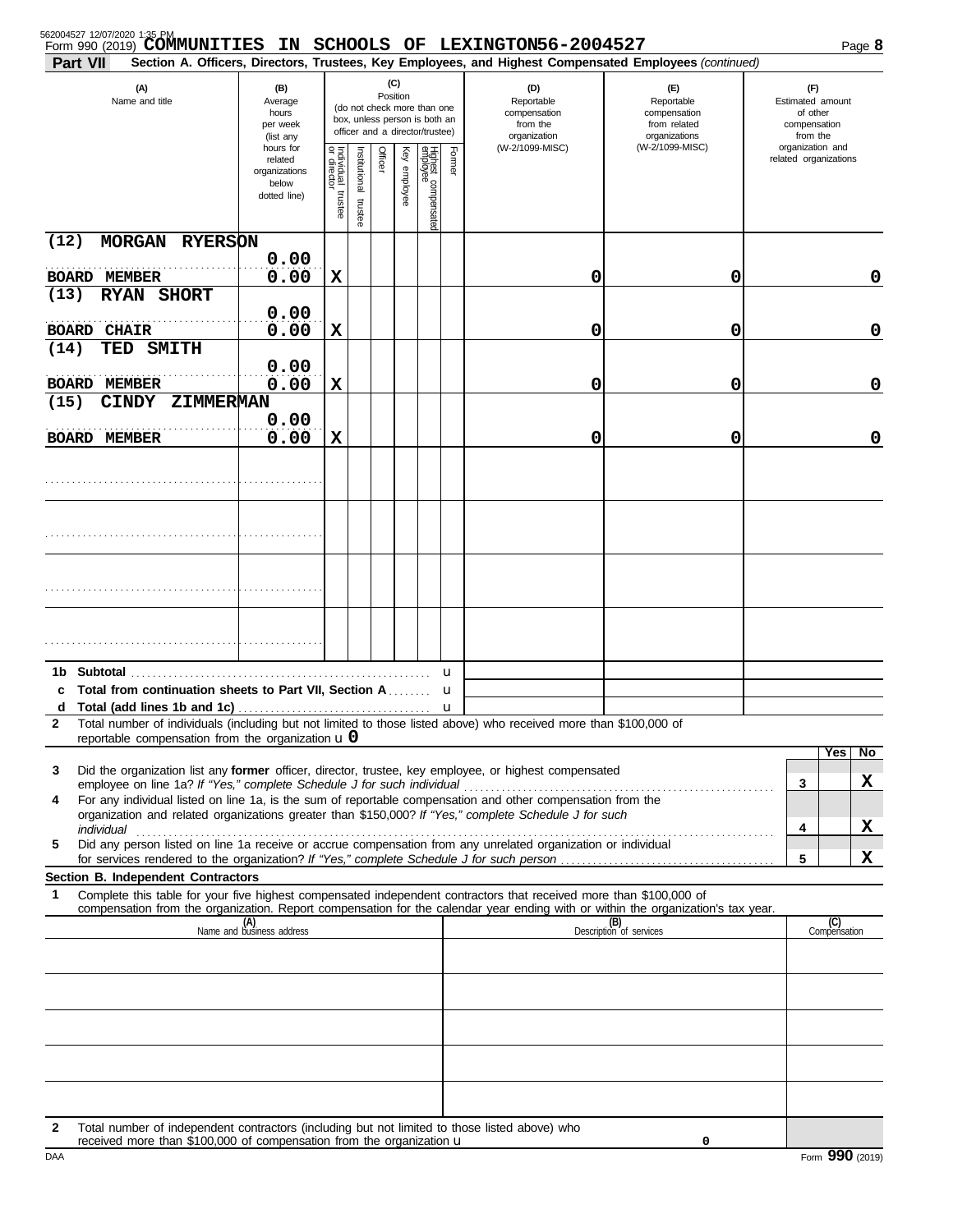562004527 12/07/2020 1:35 PM

Form 990 (2019) **COMMUNITIES IN SCHOOLS OF LEXINGTON 56-2004527**

**Part VII** **Section A. Officers, Directors, Trustees, Key Employees, and Highest Compensated Employees** *(continued)*

| (A) Name and title | (B) Average hours per week (list any hours for related organizations below dotted line) | (C) Position: Individual trustee or director | Institutional trustee | Officer | Key employee | Highest compensated employee | Former | (D) Reportable compensation from the organization (W-2/1099-MISC) | (E) Reportable compensation from related organizations (W-2/1099-MISC) | (F) Estimated amount of other compensation from the organization and related organizations |
|---|---|---|---|---|---|---|---|---|---|---|
| (12) MORGAN RYERSON<br>BOARD MEMBER | 0.00<br>0.00 | X | | | | | | 0 | 0 | 0 |
| (13) RYAN SHORT<br>BOARD CHAIR | 0.00<br>0.00 | X | | | | | | 0 | 0 | 0 |
| (14) TED SMITH<br>BOARD MEMBER | 0.00<br>0.00 | X | | | | | | 0 | 0 | 0 |
| (15) CINDY ZIMMERMAN<br>BOARD MEMBER | 0.00<br>0.00 | X | | | | | | 0 | 0 | 0 |

**1b Subtotal** u

**c Total from continuation sheets to Part VII, Section A** u

**d Total (add lines 1b and 1c)** u

**2** Total number of individuals (including but not limited to those listed above) who received more than $100,000 of reportable compensation from the organization u **0**

| | | Yes | No |
|---|---|---|---|
| **3** Did the organization list any **former** officer, director, trustee, key employee, or highest compensated employee on line 1a? *If "Yes," complete Schedule J for such individual* | 3 | | X |
| **4** For any individual listed on line 1a, is the sum of reportable compensation and other compensation from the organization and related organizations greater than $150,000? *If "Yes," complete Schedule J for such individual* | 4 | | X |
| **5** Did any person listed on line 1a receive or accrue compensation from any unrelated organization or individual for services rendered to the organization? *If "Yes," complete Schedule J for such person* | 5 | | X |

**Section B. Independent Contractors**

**1** Complete this table for your five highest compensated independent contractors that received more than $100,000 of compensation from the organization. Report compensation for the calendar year ending with or within the organization's tax year.

| (A) Name and business address | (B) Description of services | (C) Compensation |
|---|---|---|
| | | |
| | | |
| | | |
| | | |
| | | |

**2** Total number of independent contractors (including but not limited to those listed above) who received more than $100,000 of compensation from the organization u **0**

DAA Form **990** (2019)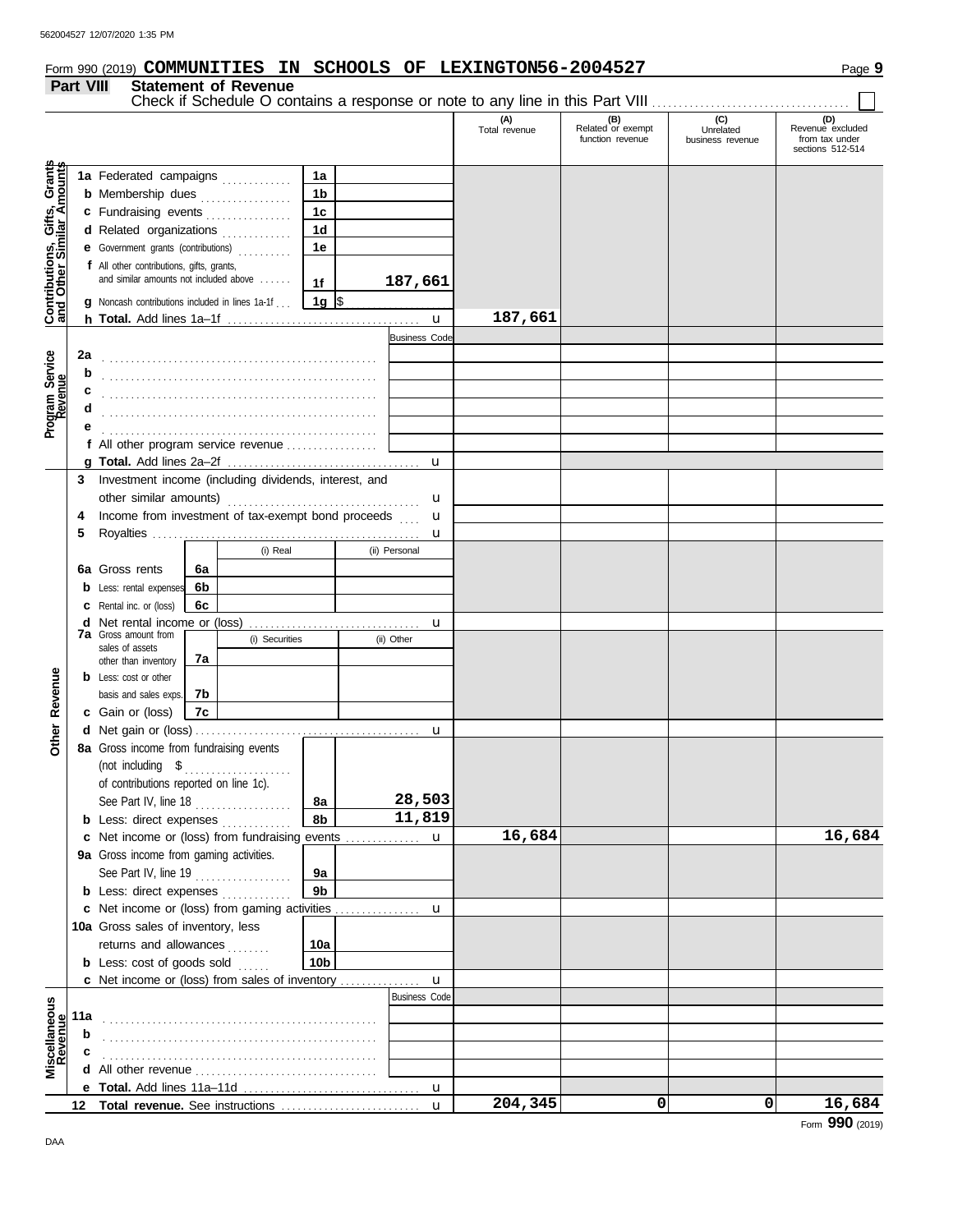Form 990 (2019) **COMMUNITIES IN SCHOOLS OF LEXINGTON56-2004527** Page **9**

## Part VIII Statement of Revenue

Check if Schedule O contains a response or note to any line in this Part VIII ☐

| Section | Line | Description | Sub-line | Sub-amount | (A) Total revenue | (B) Related or exempt function revenue | (C) Unrelated business revenue | (D) Revenue excluded from tax under sections 512-514 |
|---|---|---|---|---|---|---|---|---|
| Contributions, Gifts, Grants and Other Similar Amounts | 1a | Federated campaigns | 1a | | | | | |
| | b | Membership dues | 1b | | | | | |
| | c | Fundraising events | 1c | | | | | |
| | d | Related organizations | 1d | | | | | |
| | e | Government grants (contributions) | 1e | | | | | |
| | f | All other contributions, gifts, grants, and similar amounts not included above | 1f | 187,661 | | | | |
| | g | Noncash contributions included in lines 1a-1f | 1g | $ | | | | |
| | h | **Total.** Add lines 1a–1f | | | 187,661 | | | |
| Program Service Revenue | | | Business Code | | | | | |
| | 2a | | | | | | | |
| | b | | | | | | | |
| | c | | | | | | | |
| | d | | | | | | | |
| | e | | | | | | | |
| | f | All other program service revenue | | | | | | |
| | g | **Total.** Add lines 2a–2f | | | | | | |
| Other Revenue | 3 | Investment income (including dividends, interest, and other similar amounts) | | | | | | |
| | 4 | Income from investment of tax-exempt bond proceeds | | | | | | |
| | 5 | Royalties | | | | | | |
| | | | (i) Real | (ii) Personal | | | | |
| | 6a | Gross rents | 6a | | | | | |
| | b | Less: rental expenses | 6b | | | | | |
| | c | Rental inc. or (loss) | 6c | | | | | |
| | d | Net rental income or (loss) | | | | | | |
| | | | (i) Securities | (ii) Other | | | | |
| | 7a | Gross amount from sales of assets other than inventory | 7a | | | | | |
| | b | Less: cost or other basis and sales exps. | 7b | | | | | |
| | c | Gain or (loss) | 7c | | | | | |
| | d | Net gain or (loss) | | | | | | |
| | 8a | Gross income from fundraising events (not including $ of contributions reported on line 1c). See Part IV, line 18 | 8a | 28,503 | | | | |
| | b | Less: direct expenses | 8b | 11,819 | | | | |
| | c | Net income or (loss) from fundraising events | | | 16,684 | | | 16,684 |
| | 9a | Gross income from gaming activities. See Part IV, line 19 | 9a | | | | | |
| | b | Less: direct expenses | 9b | | | | | |
| | c | Net income or (loss) from gaming activities | | | | | | |
| | 10a | Gross sales of inventory, less returns and allowances | 10a | | | | | |
| | b | Less: cost of goods sold | 10b | | | | | |
| | c | Net income or (loss) from sales of inventory | | | | | | |
| Miscellaneous Revenue | | | Business Code | | | | | |
| | 11a | | | | | | | |
| | b | | | | | | | |
| | c | | | | | | | |
| | d | All other revenue | | | | | | |
| | e | **Total.** Add lines 11a–11d | | | | | | |
| | 12 | **Total revenue.** See instructions | | | 204,345 | 0 | 0 | 16,684 |

Form **990** (2019)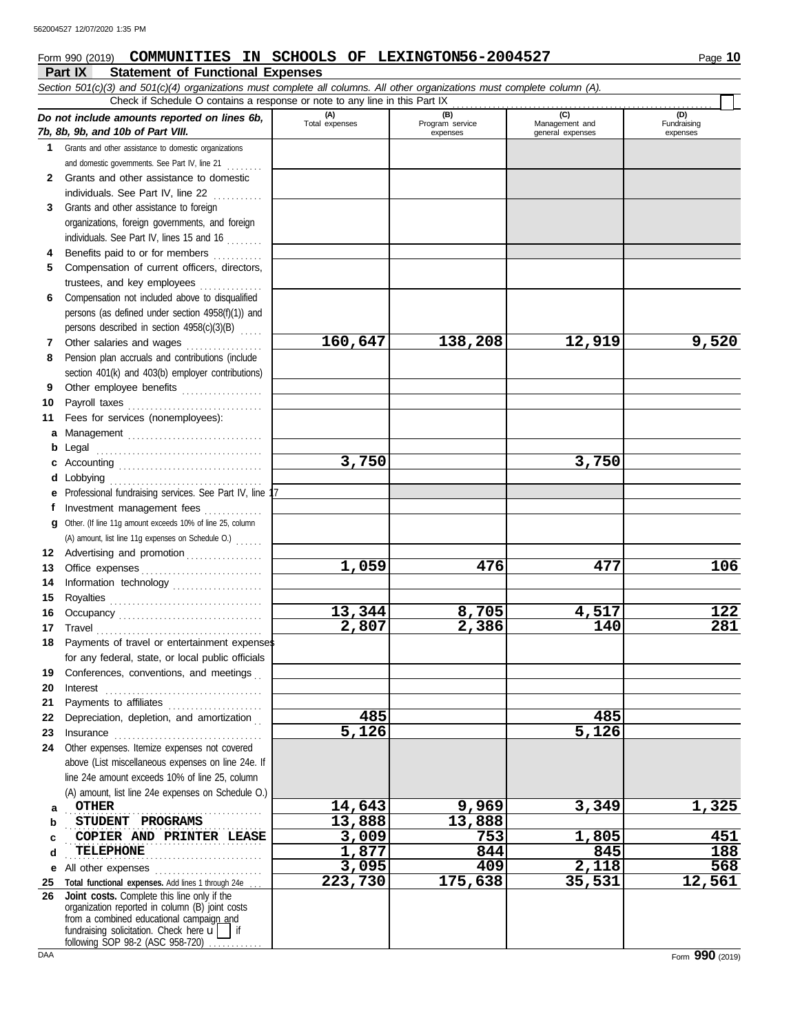562004527 12/07/2020 1:35 PM

Form 990 (2019) **COMMUNITIES IN SCHOOLS OF LEXINGTON56-2004527** Page **10**

**Part IX Statement of Functional Expenses**

*Section 501(c)(3) and 501(c)(4) organizations must complete all columns. All other organizations must complete column (A).*

Check if Schedule O contains a response or note to any line in this Part IX ☐

| *Do not include amounts reported on lines 6b, 7b, 8b, 9b, and 10b of Part VIII.* | (A) Total expenses | (B) Program service expenses | (C) Management and general expenses | (D) Fundraising expenses |
|---|---|---|---|---|
| **1** Grants and other assistance to domestic organizations and domestic governments. See Part IV, line 21 | | | | |
| **2** Grants and other assistance to domestic individuals. See Part IV, line 22 | | | | |
| **3** Grants and other assistance to foreign organizations, foreign governments, and foreign individuals. See Part IV, lines 15 and 16 | | | | |
| **4** Benefits paid to or for members | | | | |
| **5** Compensation of current officers, directors, trustees, and key employees | | | | |
| **6** Compensation not included above to disqualified persons (as defined under section 4958(f)(1)) and persons described in section 4958(c)(3)(B) | | | | |
| **7** Other salaries and wages | 160,647 | 138,208 | 12,919 | 9,520 |
| **8** Pension plan accruals and contributions (include section 401(k) and 403(b) employer contributions) | | | | |
| **9** Other employee benefits | | | | |
| **10** Payroll taxes | | | | |
| **11** Fees for services (nonemployees): | | | | |
| **a** Management | | | | |
| **b** Legal | | | | |
| **c** Accounting | 3,750 | | 3,750 | |
| **d** Lobbying | | | | |
| **e** Professional fundraising services. See Part IV, line 17 | | | | |
| **f** Investment management fees | | | | |
| **g** Other. (If line 11g amount exceeds 10% of line 25, column (A) amount, list line 11g expenses on Schedule O.) | | | | |
| **12** Advertising and promotion | | | | |
| **13** Office expenses | 1,059 | 476 | 477 | 106 |
| **14** Information technology | | | | |
| **15** Royalties | | | | |
| **16** Occupancy | 13,344 | 8,705 | 4,517 | 122 |
| **17** Travel | 2,807 | 2,386 | 140 | 281 |
| **18** Payments of travel or entertainment expenses for any federal, state, or local public officials | | | | |
| **19** Conferences, conventions, and meetings | | | | |
| **20** Interest | | | | |
| **21** Payments to affiliates | | | | |
| **22** Depreciation, depletion, and amortization | 485 | | 485 | |
| **23** Insurance | 5,126 | | 5,126 | |
| **24** Other expenses. Itemize expenses not covered above (List miscellaneous expenses on line 24e. If line 24e amount exceeds 10% of line 25, column (A) amount, list line 24e expenses on Schedule O.) | | | | |
| **a** OTHER | 14,643 | 9,969 | 3,349 | 1,325 |
| **b** STUDENT PROGRAMS | 13,888 | 13,888 | | |
| **c** COPIER AND PRINTER LEASE | 3,009 | 753 | 1,805 | 451 |
| **d** TELEPHONE | 1,877 | 844 | 845 | 188 |
| **e** All other expenses | 3,095 | 409 | 2,118 | 568 |
| **25** **Total functional expenses.** Add lines 1 through 24e | 223,730 | 175,638 | 35,531 | 12,561 |
| **26** **Joint costs.** Complete this line only if the organization reported in column (B) joint costs from a combined educational campaign and fundraising solicitation. Check here u ☐ if following SOP 98-2 (ASC 958-720) | | | | |

DAA Form **990** (2019)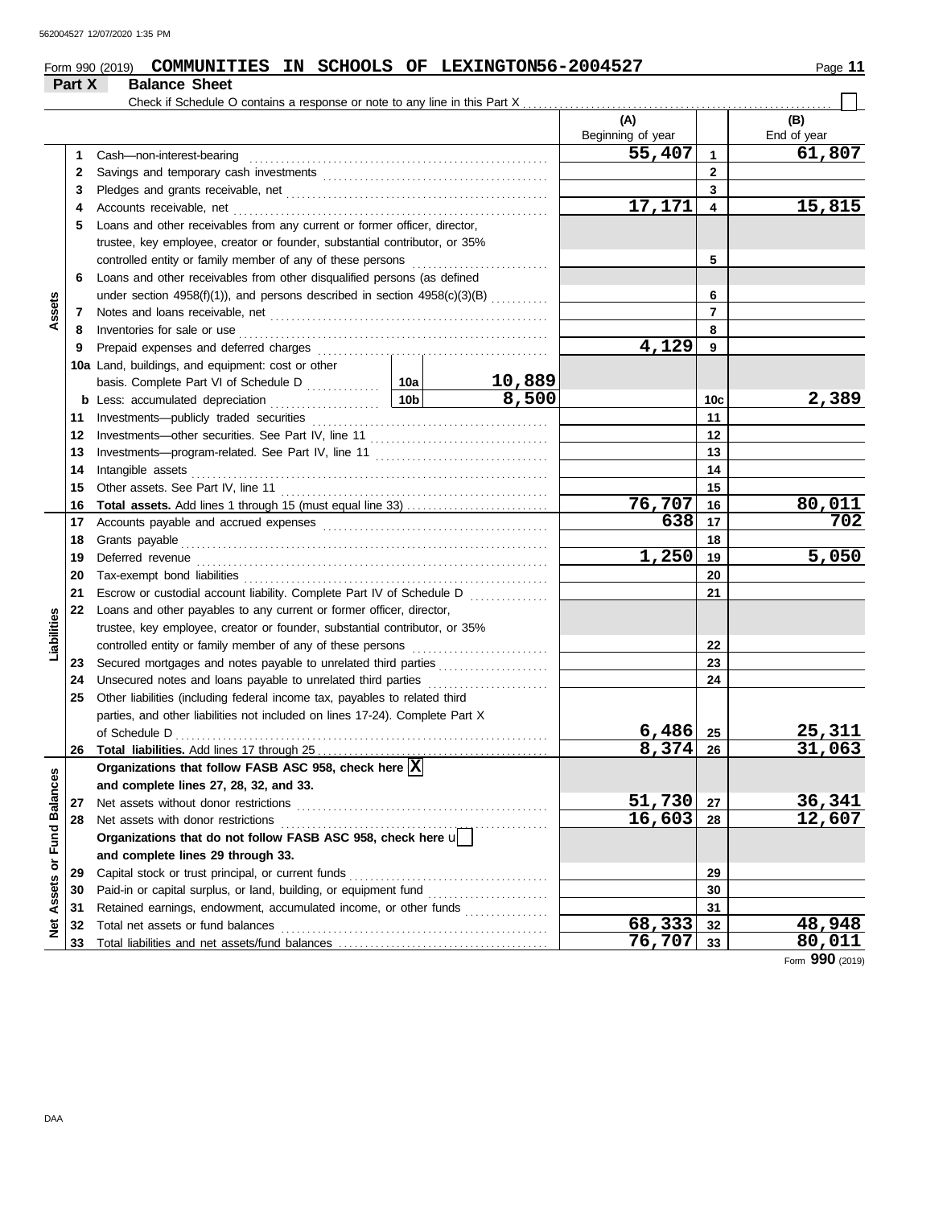562004527 12/07/2020 1:35 PM

Form 990 (2019) **COMMUNITIES IN SCHOOLS OF LEXINGTON56-2004527**

## Part X Balance Sheet

Check if Schedule O contains a response or note to any line in this Part X ☐

| Section | Line | Description | | | (A) Beginning of year | | (B) End of year |
|---|---|---|---|---|---|---|---|
| Assets | 1 | Cash—non-interest-bearing | | | 55,407 | 1 | 61,807 |
| | 2 | Savings and temporary cash investments | | | | 2 | |
| | 3 | Pledges and grants receivable, net | | | | 3 | |
| | 4 | Accounts receivable, net | | | 17,171 | 4 | 15,815 |
| | 5 | Loans and other receivables from any current or former officer, director, trustee, key employee, creator or founder, substantial contributor, or 35% controlled entity or family member of any of these persons | | | | 5 | |
| | 6 | Loans and other receivables from other disqualified persons (as defined under section 4958(f)(1)), and persons described in section 4958(c)(3)(B) | | | | 6 | |
| | 7 | Notes and loans receivable, net | | | | 7 | |
| | 8 | Inventories for sale or use | | | | 8 | |
| | 9 | Prepaid expenses and deferred charges | | | 4,129 | 9 | |
| | 10a | Land, buildings, and equipment: cost or other basis. Complete Part VI of Schedule D | 10a | 10,889 | | | |
| | b | Less: accumulated depreciation | 10b | 8,500 | | 10c | 2,389 |
| | 11 | Investments—publicly traded securities | | | | 11 | |
| | 12 | Investments—other securities. See Part IV, line 11 | | | | 12 | |
| | 13 | Investments—program-related. See Part IV, line 11 | | | | 13 | |
| | 14 | Intangible assets | | | | 14 | |
| | 15 | Other assets. See Part IV, line 11 | | | | 15 | |
| | 16 | **Total assets.** Add lines 1 through 15 (must equal line 33) | | | 76,707 | 16 | 80,011 |
| Liabilities | 17 | Accounts payable and accrued expenses | | | 638 | 17 | 702 |
| | 18 | Grants payable | | | | 18 | |
| | 19 | Deferred revenue | | | 1,250 | 19 | 5,050 |
| | 20 | Tax-exempt bond liabilities | | | | 20 | |
| | 21 | Escrow or custodial account liability. Complete Part IV of Schedule D | | | | 21 | |
| | 22 | Loans and other payables to any current or former officer, director, trustee, key employee, creator or founder, substantial contributor, or 35% controlled entity or family member of any of these persons | | | | 22 | |
| | 23 | Secured mortgages and notes payable to unrelated third parties | | | | 23 | |
| | 24 | Unsecured notes and loans payable to unrelated third parties | | | | 24 | |
| | 25 | Other liabilities (including federal income tax, payables to related third parties, and other liabilities not included on lines 17-24). Complete Part X of Schedule D | | | 6,486 | 25 | 25,311 |
| | 26 | **Total liabilities.** Add lines 17 through 25 | | | 8,374 | 26 | 31,063 |
| Net Assets or Fund Balances | | **Organizations that follow FASB ASC 958, check here** ☒ **and complete lines 27, 28, 32, and 33.** | | | | | |
| | 27 | Net assets without donor restrictions | | | 51,730 | 27 | 36,341 |
| | 28 | Net assets with donor restrictions | | | 16,603 | 28 | 12,607 |
| | | **Organizations that do not follow FASB ASC 958, check here** ☐ **and complete lines 29 through 33.** | | | | | |
| | 29 | Capital stock or trust principal, or current funds | | | | 29 | |
| | 30 | Paid-in or capital surplus, or land, building, or equipment fund | | | | 30 | |
| | 31 | Retained earnings, endowment, accumulated income, or other funds | | | | 31 | |
| | 32 | Total net assets or fund balances | | | 68,333 | 32 | 48,948 |
| | 33 | Total liabilities and net assets/fund balances | | | 76,707 | 33 | 80,011 |

Form **990** (2019)

DAA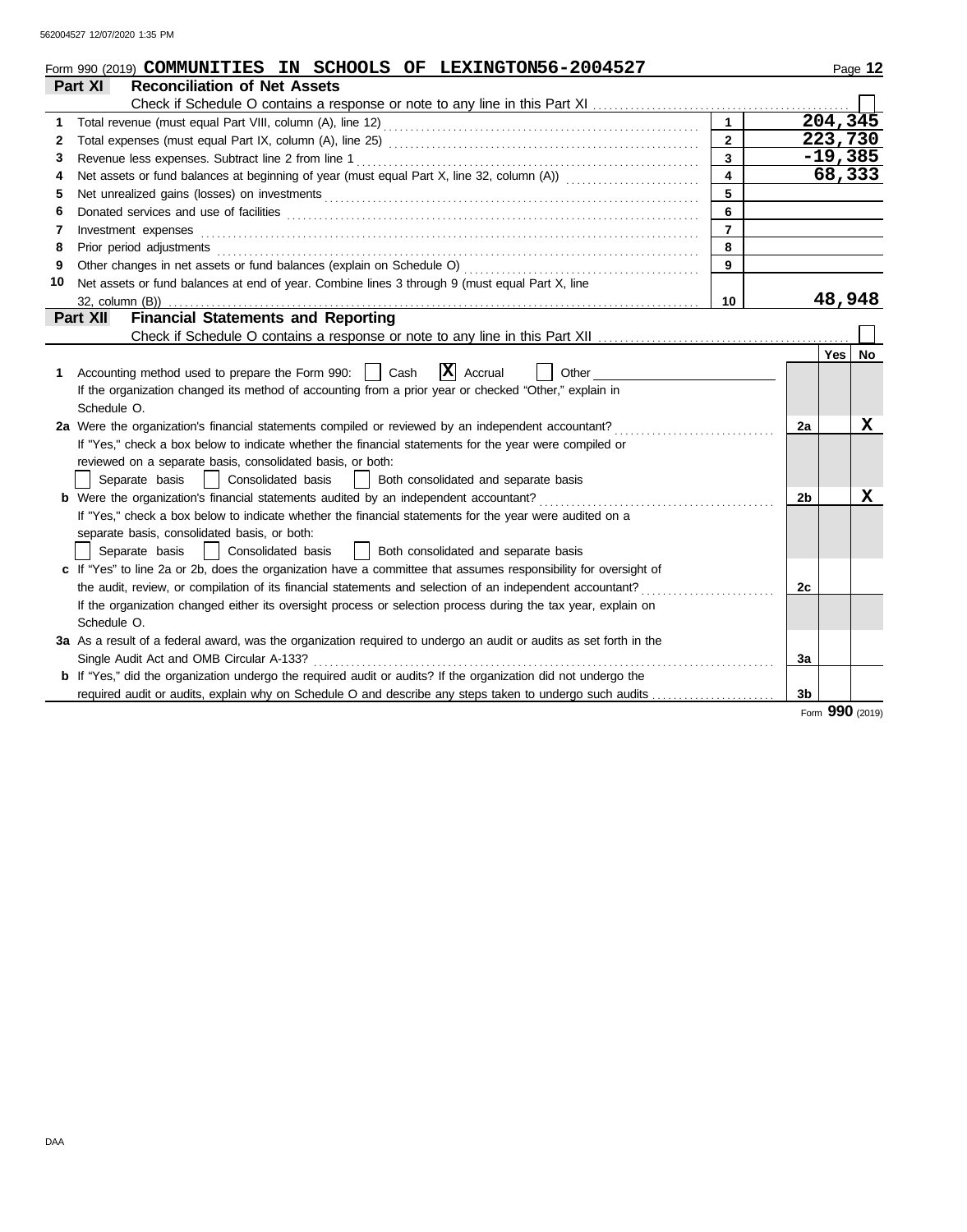Form 990 (2019) **COMMUNITIES IN SCHOOLS OF LEXINGTON56-2004527**

## Part XI Reconciliation of Net Assets

Check if Schedule O contains a response or note to any line in this Part XI ☐

| | | | |
|---|---|---|---|
| 1 | Total revenue (must equal Part VIII, column (A), line 12) | 1 | 204,345 |
| 2 | Total expenses (must equal Part IX, column (A), line 25) | 2 | 223,730 |
| 3 | Revenue less expenses. Subtract line 2 from line 1 | 3 | -19,385 |
| 4 | Net assets or fund balances at beginning of year (must equal Part X, line 32, column (A)) | 4 | 68,333 |
| 5 | Net unrealized gains (losses) on investments | 5 | |
| 6 | Donated services and use of facilities | 6 | |
| 7 | Investment expenses | 7 | |
| 8 | Prior period adjustments | 8 | |
| 9 | Other changes in net assets or fund balances (explain on Schedule O) | 9 | |
| 10 | Net assets or fund balances at end of year. Combine lines 3 through 9 (must equal Part X, line 32, column (B)) | 10 | 48,948 |

## Part XII Financial Statements and Reporting

Check if Schedule O contains a response or note to any line in this Part XII ☐

| | | | Yes | No |
|---|---|---|---|---|
| 1 | Accounting method used to prepare the Form 990: ☐ Cash ☒ Accrual ☐ Other<br>If the organization changed its method of accounting from a prior year or checked "Other," explain in Schedule O. | | | |
| 2a | Were the organization's financial statements compiled or reviewed by an independent accountant?<br>If "Yes," check a box below to indicate whether the financial statements for the year were compiled or reviewed on a separate basis, consolidated basis, or both:<br>☐ Separate basis ☐ Consolidated basis ☐ Both consolidated and separate basis | 2a | | X |
| b | Were the organization's financial statements audited by an independent accountant?<br>If "Yes," check a box below to indicate whether the financial statements for the year were audited on a separate basis, consolidated basis, or both:<br>☐ Separate basis ☐ Consolidated basis ☐ Both consolidated and separate basis | 2b | | X |
| c | If "Yes" to line 2a or 2b, does the organization have a committee that assumes responsibility for oversight of the audit, review, or compilation of its financial statements and selection of an independent accountant?<br>If the organization changed either its oversight process or selection process during the tax year, explain on Schedule O. | 2c | | |
| 3a | As a result of a federal award, was the organization required to undergo an audit or audits as set forth in the Single Audit Act and OMB Circular A-133? | 3a | | |
| b | If "Yes," did the organization undergo the required audit or audits? If the organization did not undergo the required audit or audits, explain why on Schedule O and describe any steps taken to undergo such audits | 3b | | |

Form **990** (2019)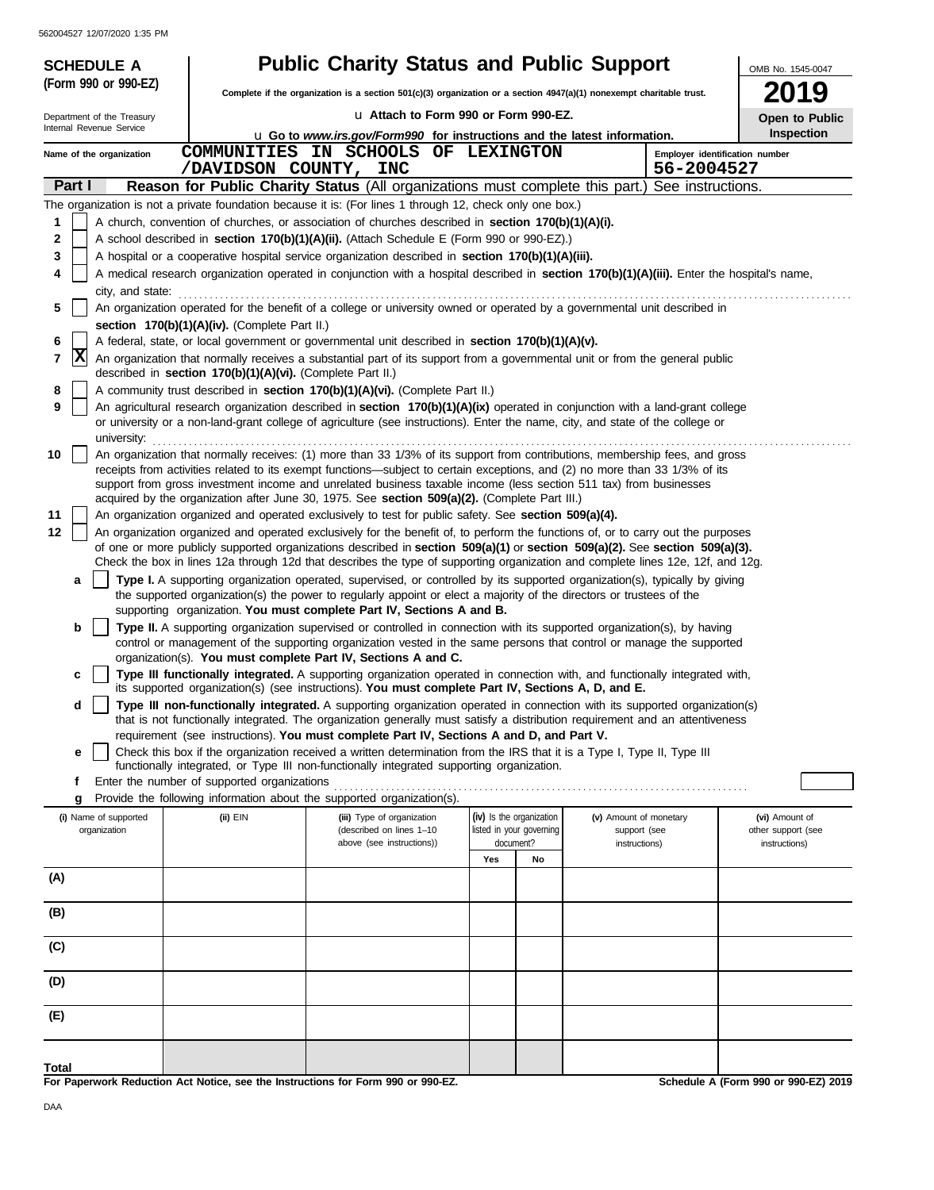562004527 12/07/2020 1:35 PM

**SCHEDULE A (Form 990 or 990-EZ)**

Department of the Treasury
Internal Revenue Service

# Public Charity Status and Public Support

**Complete if the organization is a section 501(c)(3) organization or a section 4947(a)(1) nonexempt charitable trust.**

u Attach to Form 990 or Form 990-EZ.

u Go to *www.irs.gov/Form990* for instructions and the latest information.

OMB No. 1545-0047

**2019**

**Open to Public Inspection**

Name of the organization: COMMUNITIES IN SCHOOLS OF LEXINGTON /DAVIDSON COUNTY, INC

Employer identification number: 56-2004527

## Part I — Reason for Public Charity Status (All organizations must complete this part.) See instructions.

The organization is not a private foundation because it is: (For lines 1 through 12, check only one box.)

1. [ ] A church, convention of churches, or association of churches described in **section 170(b)(1)(A)(i).**
2. [ ] A school described in **section 170(b)(1)(A)(ii).** (Attach Schedule E (Form 990 or 990-EZ).)
3. [ ] A hospital or a cooperative hospital service organization described in **section 170(b)(1)(A)(iii).**
4. [ ] A medical research organization operated in conjunction with a hospital described in **section 170(b)(1)(A)(iii).** Enter the hospital's name, city, and state:
5. [ ] An organization operated for the benefit of a college or university owned or operated by a governmental unit described in **section 170(b)(1)(A)(iv).** (Complete Part II.)
6. [ ] A federal, state, or local government or governmental unit described in **section 170(b)(1)(A)(v).**
7. [X] An organization that normally receives a substantial part of its support from a governmental unit or from the general public described in **section 170(b)(1)(A)(vi).** (Complete Part II.)
8. [ ] A community trust described in **section 170(b)(1)(A)(vi).** (Complete Part II.)
9. [ ] An agricultural research organization described in **section 170(b)(1)(A)(ix)** operated in conjunction with a land-grant college or university or a non-land-grant college of agriculture (see instructions). Enter the name, city, and state of the college or university:
10. [ ] An organization that normally receives: (1) more than 33 1/3% of its support from contributions, membership fees, and gross receipts from activities related to its exempt functions—subject to certain exceptions, and (2) no more than 33 1/3% of its support from gross investment income and unrelated business taxable income (less section 511 tax) from businesses acquired by the organization after June 30, 1975. See **section 509(a)(2).** (Complete Part III.)
11. [ ] An organization organized and operated exclusively to test for public safety. See **section 509(a)(4).**
12. [ ] An organization organized and operated exclusively for the benefit of, to perform the functions of, or to carry out the purposes of one or more publicly supported organizations described in **section 509(a)(1)** or **section 509(a)(2).** See **section 509(a)(3).** Check the box in lines 12a through 12d that describes the type of supporting organization and complete lines 12e, 12f, and 12g.
   - **a** [ ] **Type I.** A supporting organization operated, supervised, or controlled by its supported organization(s), typically by giving the supported organization(s) the power to regularly appoint or elect a majority of the directors or trustees of the supporting organization. **You must complete Part IV, Sections A and B.**
   - **b** [ ] **Type II.** A supporting organization supervised or controlled in connection with its supported organization(s), by having control or management of the supporting organization vested in the same persons that control or manage the supported organization(s). **You must complete Part IV, Sections A and C.**
   - **c** [ ] **Type III functionally integrated.** A supporting organization operated in connection with, and functionally integrated with, its supported organization(s) (see instructions). **You must complete Part IV, Sections A, D, and E.**
   - **d** [ ] **Type III non-functionally integrated.** A supporting organization operated in connection with its supported organization(s) that is not functionally integrated. The organization generally must satisfy a distribution requirement and an attentiveness requirement (see instructions). **You must complete Part IV, Sections A and D, and Part V.**
   - **e** [ ] Check this box if the organization received a written determination from the IRS that it is a Type I, Type II, Type III functionally integrated, or Type III non-functionally integrated supporting organization.
   - **f** Enter the number of supported organizations
   - **g** Provide the following information about the supported organization(s).

| (i) Name of supported organization | (ii) EIN | (iii) Type of organization (described on lines 1–10 above (see instructions)) | (iv) Is the organization listed in your governing document? Yes | No | (v) Amount of monetary support (see instructions) | (vi) Amount of other support (see instructions) |
|---|---|---|---|---|---|---|
| (A) | | | | | | |
| (B) | | | | | | |
| (C) | | | | | | |
| (D) | | | | | | |
| (E) | | | | | | |
| **Total** | | | | | | |

**For Paperwork Reduction Act Notice, see the Instructions for Form 990 or 990-EZ.**

**Schedule A (Form 990 or 990-EZ) 2019**

DAA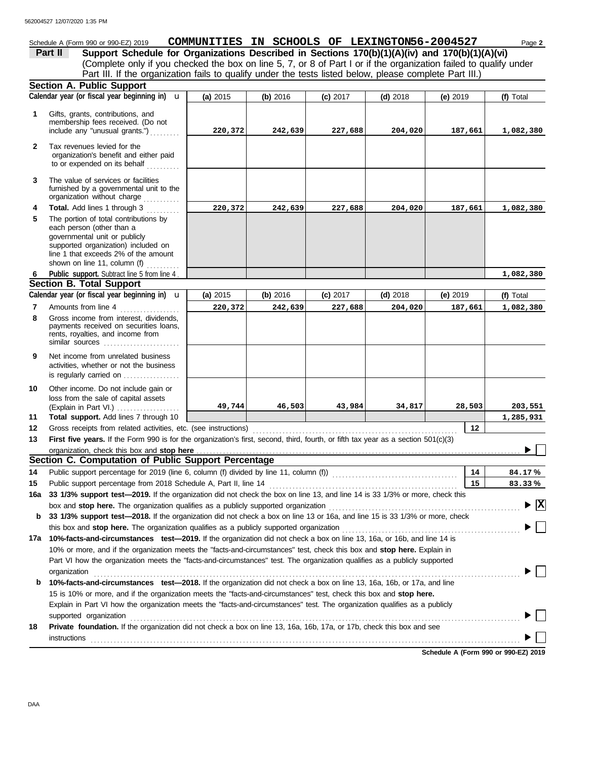Schedule A (Form 990 or 990-EZ) 2019 **COMMUNITIES IN SCHOOLS OF LEXINGTON** 56-2004527 Page **2**

## Part II Support Schedule for Organizations Described in Sections 170(b)(1)(A)(iv) and 170(b)(1)(A)(vi)

(Complete only if you checked the box on line 5, 7, or 8 of Part I or if the organization failed to qualify under Part III. If the organization fails to qualify under the tests listed below, please complete Part III.)

### Section A. Public Support

| | Calendar year (or fiscal year beginning in) | (a) 2015 | (b) 2016 | (c) 2017 | (d) 2018 | (e) 2019 | (f) Total |
|---|---|---|---|---|---|---|---|
| 1 | Gifts, grants, contributions, and membership fees received. (Do not include any "unusual grants.") | 220,372 | 242,639 | 227,688 | 204,020 | 187,661 | 1,082,380 |
| 2 | Tax revenues levied for the organization's benefit and either paid to or expended on its behalf | | | | | | |
| 3 | The value of services or facilities furnished by a governmental unit to the organization without charge | | | | | | |
| 4 | **Total.** Add lines 1 through 3 | 220,372 | 242,639 | 227,688 | 204,020 | 187,661 | 1,082,380 |
| 5 | The portion of total contributions by each person (other than a governmental unit or publicly supported organization) included on line 1 that exceeds 2% of the amount shown on line 11, column (f) | | | | | | |
| 6 | **Public support.** Subtract line 5 from line 4 | | | | | | 1,082,380 |

### Section B. Total Support

| | Calendar year (or fiscal year beginning in) | (a) 2015 | (b) 2016 | (c) 2017 | (d) 2018 | (e) 2019 | (f) Total |
|---|---|---|---|---|---|---|---|
| 7 | Amounts from line 4 | 220,372 | 242,639 | 227,688 | 204,020 | 187,661 | 1,082,380 |
| 8 | Gross income from interest, dividends, payments received on securities loans, rents, royalties, and income from similar sources | | | | | | |
| 9 | Net income from unrelated business activities, whether or not the business is regularly carried on | | | | | | |
| 10 | Other income. Do not include gain or loss from the sale of capital assets (Explain in Part VI.) | 49,744 | 46,503 | 43,984 | 34,817 | 28,503 | 203,551 |
| 11 | **Total support.** Add lines 7 through 10 | | | | | | 1,285,931 |

12 Gross receipts from related activities, etc. (see instructions) | 12 |

13 **First five years.** If the Form 990 is for the organization's first, second, third, fourth, or fifth tax year as a section 501(c)(3) organization, check this box and **stop here** ▶ ☐

### Section C. Computation of Public Support Percentage

14 Public support percentage for 2019 (line 6, column (f) divided by line 11, column (f)) | 14 | **84.17 %**

15 Public support percentage from 2018 Schedule A, Part II, line 14 | 15 | **83.33 %**

**16a 33 1/3% support test—2019.** If the organization did not check the box on line 13, and line 14 is 33 1/3% or more, check this box and **stop here.** The organization qualifies as a publicly supported organization ▶ ☒

**b 33 1/3% support test—2018.** If the organization did not check a box on line 13 or 16a, and line 15 is 33 1/3% or more, check this box and **stop here.** The organization qualifies as a publicly supported organization ▶ ☐

**17a 10%-facts-and-circumstances test—2019.** If the organization did not check a box on line 13, 16a, or 16b, and line 14 is 10% or more, and if the organization meets the "facts-and-circumstances" test, check this box and **stop here.** Explain in Part VI how the organization meets the "facts-and-circumstances" test. The organization qualifies as a publicly supported organization ▶ ☐

**b 10%-facts-and-circumstances test—2018.** If the organization did not check a box on line 13, 16a, 16b, or 17a, and line 15 is 10% or more, and if the organization meets the "facts-and-circumstances" test, check this box and **stop here.** Explain in Part VI how the organization meets the "facts-and-circumstances" test. The organization qualifies as a publicly supported organization ▶ ☐

**18 Private foundation.** If the organization did not check a box on line 13, 16a, 16b, 17a, or 17b, check this box and see instructions ▶ ☐

**Schedule A (Form 990 or 990-EZ) 2019**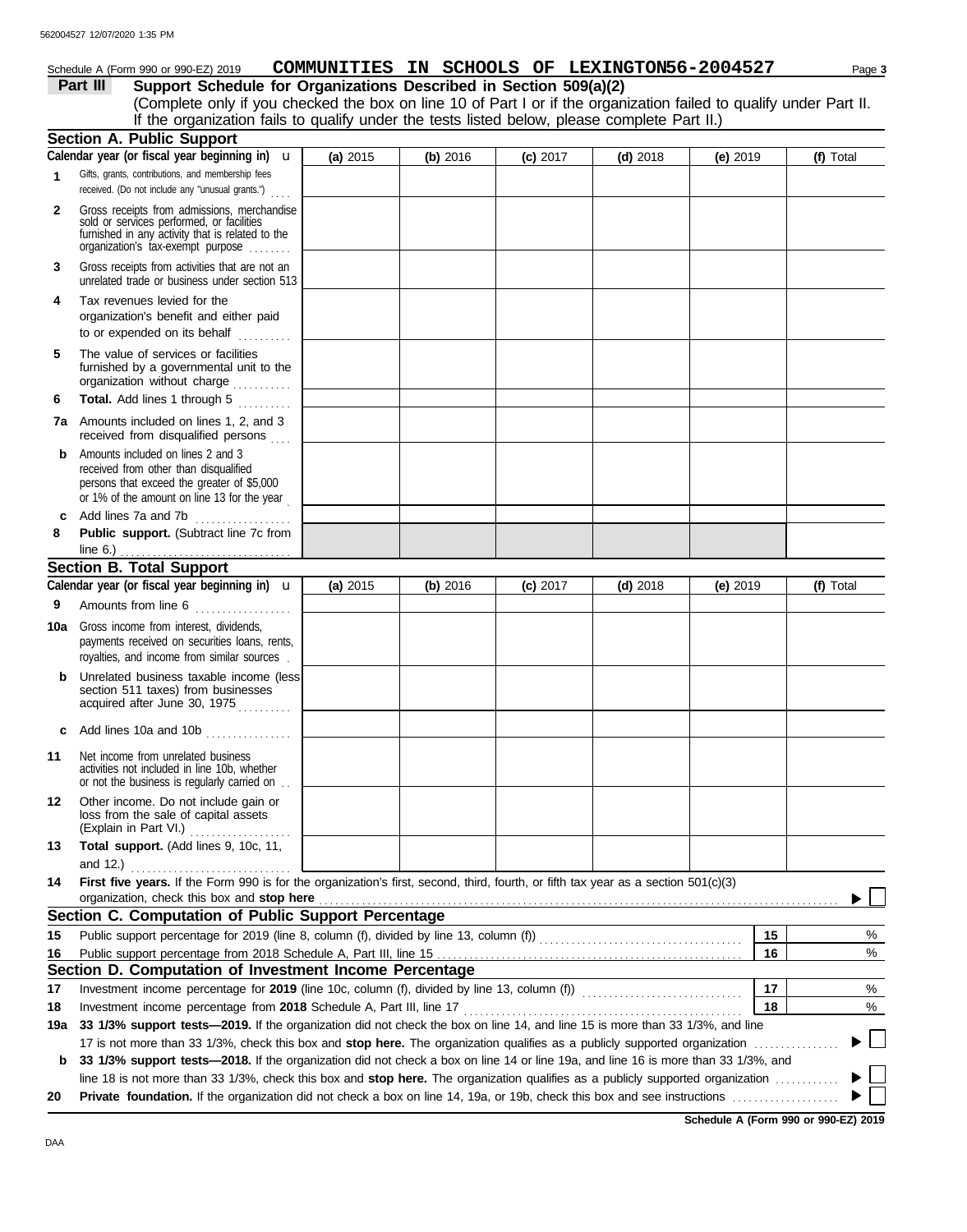Schedule A (Form 990 or 990-EZ) 2019 **COMMUNITIES IN SCHOOLS OF LEXINGTON56-2004527** Page **3**

## Part III Support Schedule for Organizations Described in Section 509(a)(2)

(Complete only if you checked the box on line 10 of Part I or if the organization failed to qualify under Part II. If the organization fails to qualify under the tests listed below, please complete Part II.)

### Section A. Public Support

| Calendar year (or fiscal year beginning in) u | (a) 2015 | (b) 2016 | (c) 2017 | (d) 2018 | (e) 2019 | (f) Total |
|---|---|---|---|---|---|---|
| **1** Gifts, grants, contributions, and membership fees received. (Do not include any "unusual grants.") | | | | | | |
| **2** Gross receipts from admissions, merchandise sold or services performed, or facilities furnished in any activity that is related to the organization's tax-exempt purpose | | | | | | |
| **3** Gross receipts from activities that are not an unrelated trade or business under section 513 | | | | | | |
| **4** Tax revenues levied for the organization's benefit and either paid to or expended on its behalf | | | | | | |
| **5** The value of services or facilities furnished by a governmental unit to the organization without charge | | | | | | |
| **6** **Total.** Add lines 1 through 5 | | | | | | |
| **7a** Amounts included on lines 1, 2, and 3 received from disqualified persons | | | | | | |
| **b** Amounts included on lines 2 and 3 received from other than disqualified persons that exceed the greater of $5,000 or 1% of the amount on line 13 for the year | | | | | | |
| **c** Add lines 7a and 7b | | | | | | |
| **8** **Public support.** (Subtract line 7c from line 6.) | | | | | | |

### Section B. Total Support

| Calendar year (or fiscal year beginning in) u | (a) 2015 | (b) 2016 | (c) 2017 | (d) 2018 | (e) 2019 | (f) Total |
|---|---|---|---|---|---|---|
| **9** Amounts from line 6 | | | | | | |
| **10a** Gross income from interest, dividends, payments received on securities loans, rents, royalties, and income from similar sources | | | | | | |
| **b** Unrelated business taxable income (less section 511 taxes) from businesses acquired after June 30, 1975 | | | | | | |
| **c** Add lines 10a and 10b | | | | | | |
| **11** Net income from unrelated business activities not included in line 10b, whether or not the business is regularly carried on | | | | | | |
| **12** Other income. Do not include gain or loss from the sale of capital assets (Explain in Part VI.) | | | | | | |
| **13** **Total support.** (Add lines 9, 10c, 11, and 12.) | | | | | | |

**14** **First five years.** If the Form 990 is for the organization's first, second, third, fourth, or fifth tax year as a section 501(c)(3) organization, check this box and **stop here** ☐

### Section C. Computation of Public Support Percentage

| | | | |
|---|---|---|---|
| **15** | Public support percentage for 2019 (line 8, column (f), divided by line 13, column (f)) | **15** | % |
| **16** | Public support percentage from 2018 Schedule A, Part III, line 15 | **16** | % |

### Section D. Computation of Investment Income Percentage

| | | | |
|---|---|---|---|
| **17** | Investment income percentage for **2019** (line 10c, column (f), divided by line 13, column (f)) | **17** | % |
| **18** | Investment income percentage from **2018** Schedule A, Part III, line 17 | **18** | % |

**19a** **33 1/3% support tests—2019.** If the organization did not check the box on line 14, and line 15 is more than 33 1/3%, and line 17 is not more than 33 1/3%, check this box and **stop here.** The organization qualifies as a publicly supported organization ☐

**b** **33 1/3% support tests—2018.** If the organization did not check a box on line 14 or line 19a, and line 16 is more than 33 1/3%, and line 18 is not more than 33 1/3%, check this box and **stop here.** The organization qualifies as a publicly supported organization ☐

**20** **Private foundation.** If the organization did not check a box on line 14, 19a, or 19b, check this box and see instructions ☐

**Schedule A (Form 990 or 990-EZ) 2019**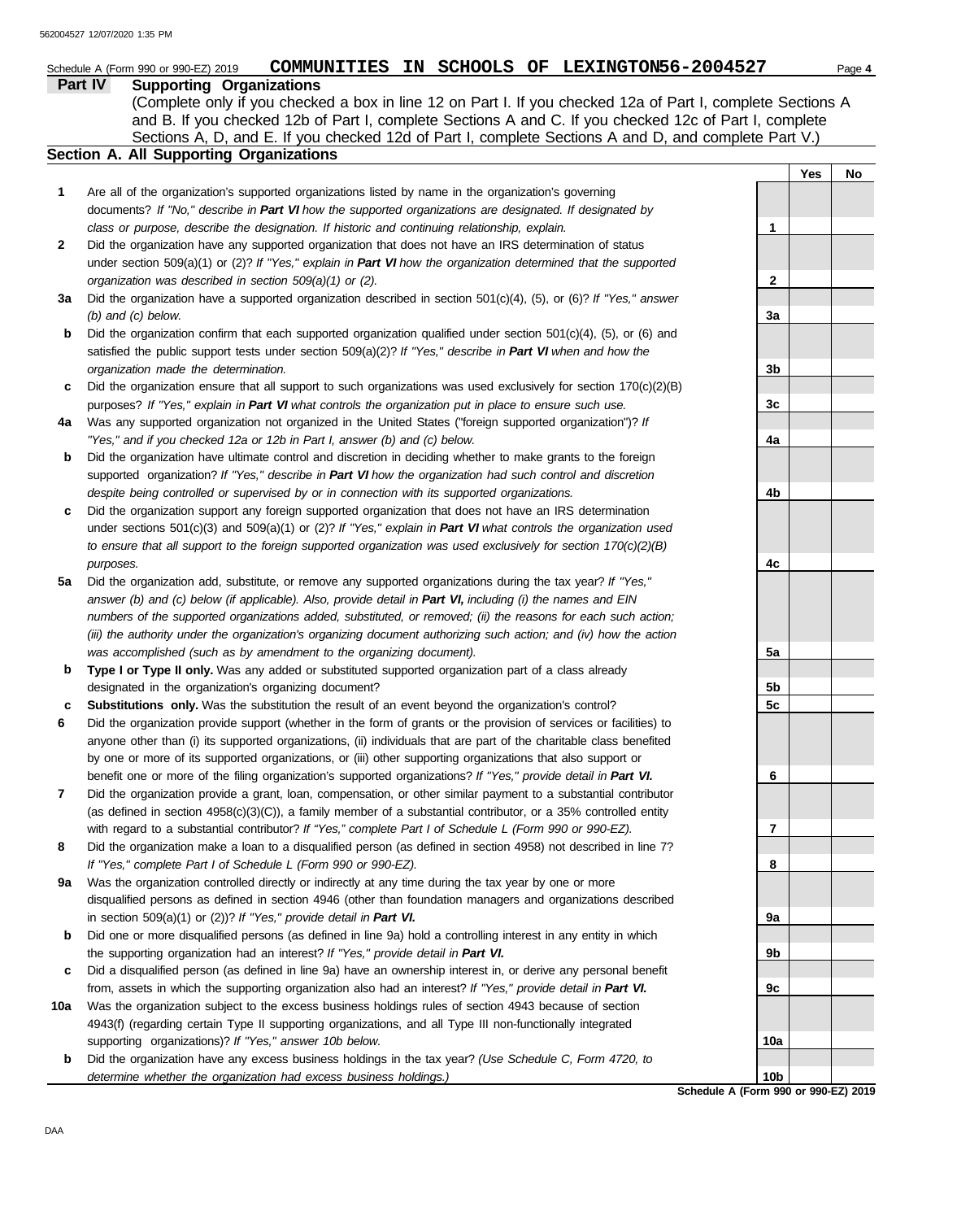Schedule A (Form 990 or 990-EZ) 2019 **COMMUNITIES IN SCHOOLS OF LEXINGTON 56-2004527**

## Part IV Supporting Organizations

(Complete only if you checked a box in line 12 on Part I. If you checked 12a of Part I, complete Sections A and B. If you checked 12b of Part I, complete Sections A and C. If you checked 12c of Part I, complete Sections A, D, and E. If you checked 12d of Part I, complete Sections A and D, and complete Part V.)

### Section A. All Supporting Organizations

| | | Line | Yes | No |
|---|---|---|---|---|
| **1** | Are all of the organization's supported organizations listed by name in the organization's governing documents? *If "No," describe in* ***Part VI*** *how the supported organizations are designated. If designated by class or purpose, describe the designation. If historic and continuing relationship, explain.* | 1 | | |
| **2** | Did the organization have any supported organization that does not have an IRS determination of status under section 509(a)(1) or (2)? *If "Yes," explain in* ***Part VI*** *how the organization determined that the supported organization was described in section 509(a)(1) or (2).* | 2 | | |
| **3a** | Did the organization have a supported organization described in section 501(c)(4), (5), or (6)? *If "Yes," answer (b) and (c) below.* | 3a | | |
| **b** | Did the organization confirm that each supported organization qualified under section 501(c)(4), (5), or (6) and satisfied the public support tests under section 509(a)(2)? *If "Yes," describe in* ***Part VI*** *when and how the organization made the determination.* | 3b | | |
| **c** | Did the organization ensure that all support to such organizations was used exclusively for section 170(c)(2)(B) purposes? *If "Yes," explain in* ***Part VI*** *what controls the organization put in place to ensure such use.* | 3c | | |
| **4a** | Was any supported organization not organized in the United States ("foreign supported organization")? *If "Yes," and if you checked 12a or 12b in Part I, answer (b) and (c) below.* | 4a | | |
| **b** | Did the organization have ultimate control and discretion in deciding whether to make grants to the foreign supported organization? *If "Yes," describe in* ***Part VI*** *how the organization had such control and discretion despite being controlled or supervised by or in connection with its supported organizations.* | 4b | | |
| **c** | Did the organization support any foreign supported organization that does not have an IRS determination under sections 501(c)(3) and 509(a)(1) or (2)? *If "Yes," explain in* ***Part VI*** *what controls the organization used to ensure that all support to the foreign supported organization was used exclusively for section 170(c)(2)(B) purposes.* | 4c | | |
| **5a** | Did the organization add, substitute, or remove any supported organizations during the tax year? *If "Yes," answer (b) and (c) below (if applicable). Also, provide detail in* ***Part VI,*** *including (i) the names and EIN numbers of the supported organizations added, substituted, or removed; (ii) the reasons for each such action; (iii) the authority under the organization's organizing document authorizing such action; and (iv) how the action was accomplished (such as by amendment to the organizing document).* | 5a | | |
| **b** | **Type I or Type II only.** Was any added or substituted supported organization part of a class already designated in the organization's organizing document? | 5b | | |
| **c** | **Substitutions only.** Was the substitution the result of an event beyond the organization's control? | 5c | | |
| **6** | Did the organization provide support (whether in the form of grants or the provision of services or facilities) to anyone other than (i) its supported organizations, (ii) individuals that are part of the charitable class benefited by one or more of its supported organizations, or (iii) other supporting organizations that also support or benefit one or more of the filing organization's supported organizations? *If "Yes," provide detail in* ***Part VI.*** | 6 | | |
| **7** | Did the organization provide a grant, loan, compensation, or other similar payment to a substantial contributor (as defined in section 4958(c)(3)(C)), a family member of a substantial contributor, or a 35% controlled entity with regard to a substantial contributor? *If "Yes," complete Part I of Schedule L (Form 990 or 990-EZ).* | 7 | | |
| **8** | Did the organization make a loan to a disqualified person (as defined in section 4958) not described in line 7? *If "Yes," complete Part I of Schedule L (Form 990 or 990-EZ).* | 8 | | |
| **9a** | Was the organization controlled directly or indirectly at any time during the tax year by one or more disqualified persons as defined in section 4946 (other than foundation managers and organizations described in section 509(a)(1) or (2))? *If "Yes," provide detail in* ***Part VI.*** | 9a | | |
| **b** | Did one or more disqualified persons (as defined in line 9a) hold a controlling interest in any entity in which the supporting organization had an interest? *If "Yes," provide detail in* ***Part VI.*** | 9b | | |
| **c** | Did a disqualified person (as defined in line 9a) have an ownership interest in, or derive any personal benefit from, assets in which the supporting organization also had an interest? *If "Yes," provide detail in* ***Part VI.*** | 9c | | |
| **10a** | Was the organization subject to the excess business holdings rules of section 4943 because of section 4943(f) (regarding certain Type II supporting organizations, and all Type III non-functionally integrated supporting organizations)? *If "Yes," answer 10b below.* | 10a | | |
| **b** | Did the organization have any excess business holdings in the tax year? *(Use Schedule C, Form 4720, to determine whether the organization had excess business holdings.)* | 10b | | |

**Schedule A (Form 990 or 990-EZ) 2019**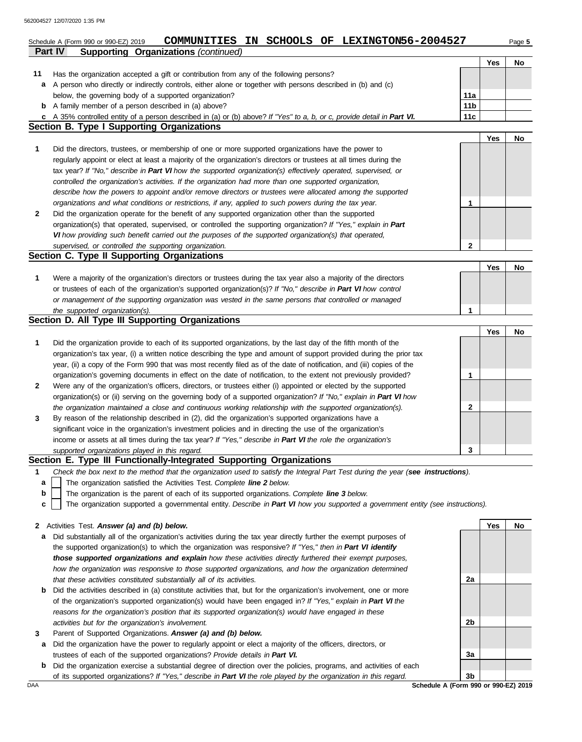Schedule A (Form 990 or 990-EZ) 2019 **COMMUNITIES IN SCHOOLS OF LEXINGTON 56-2004527**

## Part IV Supporting Organizations *(continued)*

| | | | Yes | No |
|---|---|---|---|---|
| **11** | Has the organization accepted a gift or contribution from any of the following persons? | | | |
| **a** | A person who directly or indirectly controls, either alone or together with persons described in (b) and (c) below, the governing body of a supported organization? | 11a | | |
| **b** | A family member of a person described in (a) above? | 11b | | |
| **c** | A 35% controlled entity of a person described in (a) or (b) above? *If "Yes" to a, b, or c, provide detail in* ***Part VI.*** | 11c | | |

### Section B. Type I Supporting Organizations

| | | | Yes | No |
|---|---|---|---|---|
| **1** | Did the directors, trustees, or membership of one or more supported organizations have the power to regularly appoint or elect at least a majority of the organization's directors or trustees at all times during the tax year? *If "No," describe in* ***Part VI*** *how the supported organization(s) effectively operated, supervised, or controlled the organization's activities. If the organization had more than one supported organization, describe how the powers to appoint and/or remove directors or trustees were allocated among the supported organizations and what conditions or restrictions, if any, applied to such powers during the tax year.* | 1 | | |
| **2** | Did the organization operate for the benefit of any supported organization other than the supported organization(s) that operated, supervised, or controlled the supporting organization? *If "Yes," explain in* ***Part VI*** *how providing such benefit carried out the purposes of the supported organization(s) that operated, supervised, or controlled the supporting organization.* | 2 | | |

### Section C. Type II Supporting Organizations

| | | | Yes | No |
|---|---|---|---|---|
| **1** | Were a majority of the organization's directors or trustees during the tax year also a majority of the directors or trustees of each of the organization's supported organization(s)? *If "No," describe in* ***Part VI*** *how control or management of the supporting organization was vested in the same persons that controlled or managed the supported organization(s).* | 1 | | |

### Section D. All Type III Supporting Organizations

| | | | Yes | No |
|---|---|---|---|---|
| **1** | Did the organization provide to each of its supported organizations, by the last day of the fifth month of the organization's tax year, (i) a written notice describing the type and amount of support provided during the prior tax year, (ii) a copy of the Form 990 that was most recently filed as of the date of notification, and (iii) copies of the organization's governing documents in effect on the date of notification, to the extent not previously provided? | 1 | | |
| **2** | Were any of the organization's officers, directors, or trustees either (i) appointed or elected by the supported organization(s) or (ii) serving on the governing body of a supported organization? *If "No," explain in* ***Part VI*** *how the organization maintained a close and continuous working relationship with the supported organization(s).* | 2 | | |
| **3** | By reason of the relationship described in (2), did the organization's supported organizations have a significant voice in the organization's investment policies and in directing the use of the organization's income or assets at all times during the tax year? *If "Yes," describe in* ***Part VI*** *the role the organization's supported organizations played in this regard.* | 3 | | |

### Section E. Type III Functionally-Integrated Supporting Organizations

**1** *Check the box next to the method that the organization used to satisfy the Integral Part Test during the year (**see instructions**).*

- **a** ☐ The organization satisfied the Activities Test. *Complete **line 2** below.*
- **b** ☐ The organization is the parent of each of its supported organizations. *Complete **line 3** below.*
- **c** ☐ The organization supported a governmental entity. *Describe in **Part VI** how you supported a government entity (see instructions).*

| | | | Yes | No |
|---|---|---|---|---|
| **2** | Activities Test. ***Answer (a) and (b) below.*** | | | |
| **a** | Did substantially all of the organization's activities during the tax year directly further the exempt purposes of the supported organization(s) to which the organization was responsive? *If "Yes," then in* ***Part VI identify those supported organizations and explain*** *how these activities directly furthered their exempt purposes, how the organization was responsive to those supported organizations, and how the organization determined that these activities constituted substantially all of its activities.* | 2a | | |
| **b** | Did the activities described in (a) constitute activities that, but for the organization's involvement, one or more of the organization's supported organization(s) would have been engaged in? *If "Yes," explain in* ***Part VI*** *the reasons for the organization's position that its supported organization(s) would have engaged in these activities but for the organization's involvement.* | 2b | | |
| **3** | Parent of Supported Organizations. ***Answer (a) and (b) below.*** | | | |
| **a** | Did the organization have the power to regularly appoint or elect a majority of the officers, directors, or trustees of each of the supported organizations? *Provide details in* ***Part VI.*** | 3a | | |
| **b** | Did the organization exercise a substantial degree of direction over the policies, programs, and activities of each of its supported organizations? *If "Yes," describe in* ***Part VI*** *the role played by the organization in this regard.* | 3b | | |

**Schedule A (Form 990 or 990-EZ) 2019**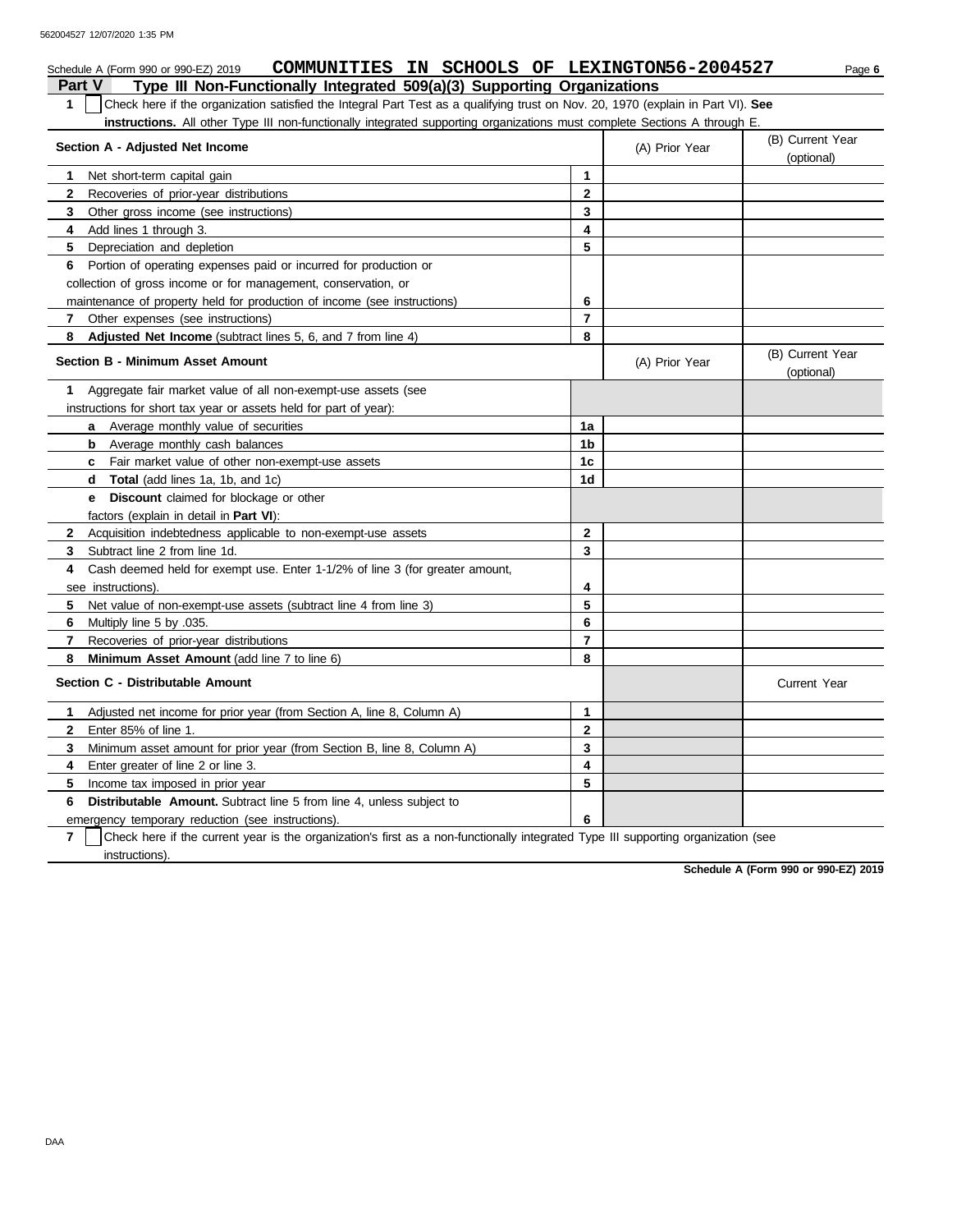Schedule A (Form 990 or 990-EZ) 2019 **COMMUNITIES IN SCHOOLS OF LEXINGTON 56-2004527**

## Part V Type III Non-Functionally Integrated 509(a)(3) Supporting Organizations

**1** ☐ Check here if the organization satisfied the Integral Part Test as a qualifying trust on Nov. 20, 1970 (explain in Part VI). **See instructions.** All other Type III non-functionally integrated supporting organizations must complete Sections A through E.

| Section A - Adjusted Net Income | | (A) Prior Year | (B) Current Year (optional) |
|---|---|---|---|
| **1** Net short-term capital gain | 1 | | |
| **2** Recoveries of prior-year distributions | 2 | | |
| **3** Other gross income (see instructions) | 3 | | |
| **4** Add lines 1 through 3. | 4 | | |
| **5** Depreciation and depletion | 5 | | |
| **6** Portion of operating expenses paid or incurred for production or collection of gross income or for management, conservation, or maintenance of property held for production of income (see instructions) | 6 | | |
| **7** Other expenses (see instructions) | 7 | | |
| **8** **Adjusted Net Income** (subtract lines 5, 6, and 7 from line 4) | 8 | | |

| Section B - Minimum Asset Amount | | (A) Prior Year | (B) Current Year (optional) |
|---|---|---|---|
| **1** Aggregate fair market value of all non-exempt-use assets (see instructions for short tax year or assets held for part of year): | | | |
| **a** Average monthly value of securities | 1a | | |
| **b** Average monthly cash balances | 1b | | |
| **c** Fair market value of other non-exempt-use assets | 1c | | |
| **d** **Total** (add lines 1a, 1b, and 1c) | 1d | | |
| **e** **Discount** claimed for blockage or other factors (explain in detail in **Part VI**): | | | |
| **2** Acquisition indebtedness applicable to non-exempt-use assets | 2 | | |
| **3** Subtract line 2 from line 1d. | 3 | | |
| **4** Cash deemed held for exempt use. Enter 1-1/2% of line 3 (for greater amount, see instructions). | 4 | | |
| **5** Net value of non-exempt-use assets (subtract line 4 from line 3) | 5 | | |
| **6** Multiply line 5 by .035. | 6 | | |
| **7** Recoveries of prior-year distributions | 7 | | |
| **8** **Minimum Asset Amount** (add line 7 to line 6) | 8 | | |

| Section C - Distributable Amount | | | Current Year |
|---|---|---|---|
| **1** Adjusted net income for prior year (from Section A, line 8, Column A) | 1 | | |
| **2** Enter 85% of line 1. | 2 | | |
| **3** Minimum asset amount for prior year (from Section B, line 8, Column A) | 3 | | |
| **4** Enter greater of line 2 or line 3. | 4 | | |
| **5** Income tax imposed in prior year | 5 | | |
| **6** **Distributable Amount.** Subtract line 5 from line 4, unless subject to emergency temporary reduction (see instructions). | 6 | | |

**7** ☐ Check here if the current year is the organization's first as a non-functionally integrated Type III supporting organization (see instructions).

**Schedule A (Form 990 or 990-EZ) 2019**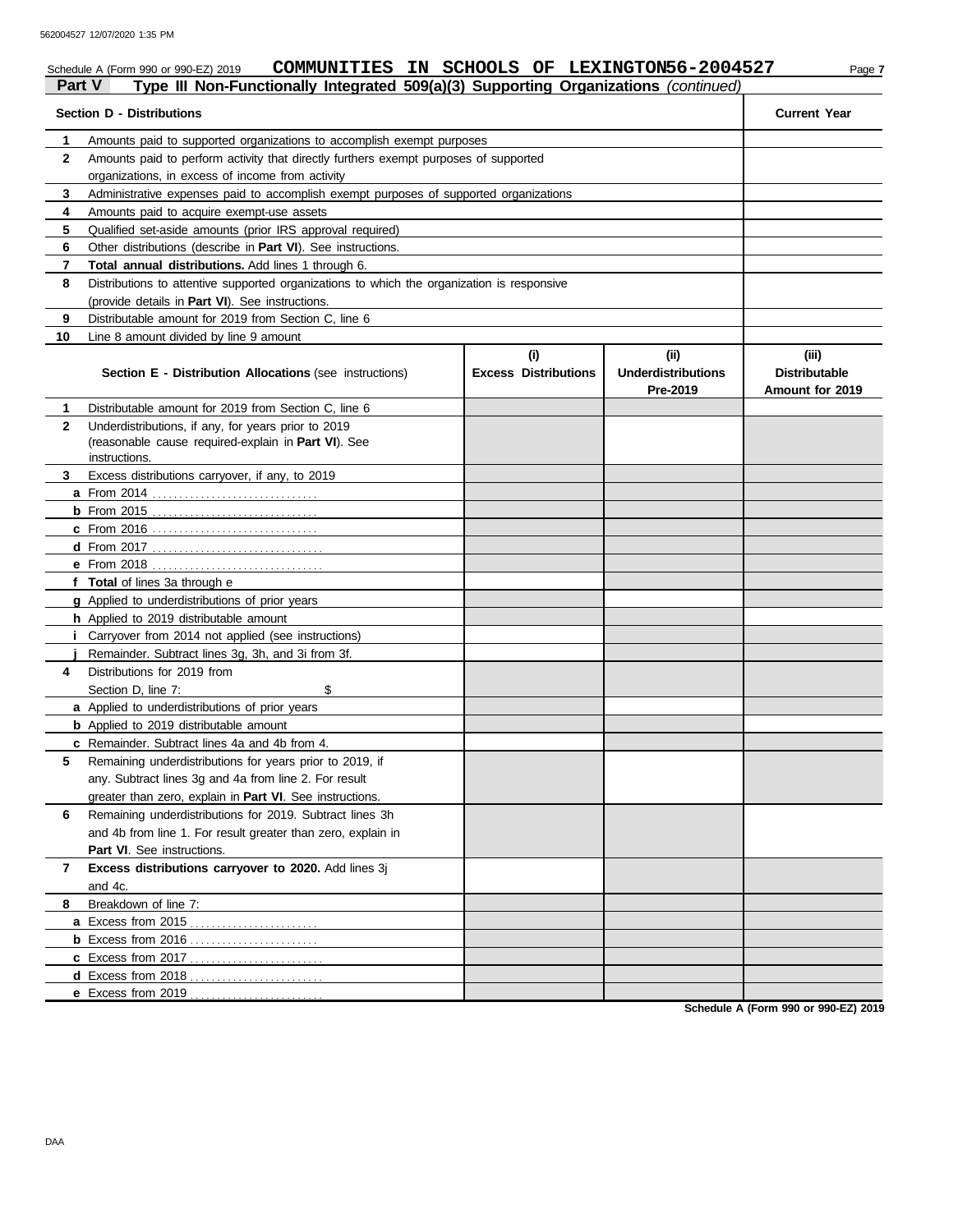Schedule A (Form 990 or 990-EZ) 2019 **COMMUNITIES IN SCHOOLS OF LEXINGTON 56-2004527**

## Part V — Type III Non-Functionally Integrated 509(a)(3) Supporting Organizations *(continued)*

| Section D - Distributions | Current Year |
|---|---|
| **1** Amounts paid to supported organizations to accomplish exempt purposes | |
| **2** Amounts paid to perform activity that directly furthers exempt purposes of supported organizations, in excess of income from activity | |
| **3** Administrative expenses paid to accomplish exempt purposes of supported organizations | |
| **4** Amounts paid to acquire exempt-use assets | |
| **5** Qualified set-aside amounts (prior IRS approval required) | |
| **6** Other distributions (describe in **Part VI**). See instructions. | |
| **7** **Total annual distributions.** Add lines 1 through 6. | |
| **8** Distributions to attentive supported organizations to which the organization is responsive (provide details in **Part VI**). See instructions. | |
| **9** Distributable amount for 2019 from Section C, line 6 | |
| **10** Line 8 amount divided by line 9 amount | |

| **Section E - Distribution Allocations** (see instructions) | (i) Excess Distributions | (ii) Underdistributions Pre-2019 | (iii) Distributable Amount for 2019 |
|---|---|---|---|
| **1** Distributable amount for 2019 from Section C, line 6 | | | |
| **2** Underdistributions, if any, for years prior to 2019 (reasonable cause required-explain in **Part VI**). See instructions. | | | |
| **3** Excess distributions carryover, if any, to 2019 | | | |
| **a** From 2014 | | | |
| **b** From 2015 | | | |
| **c** From 2016 | | | |
| **d** From 2017 | | | |
| **e** From 2018 | | | |
| **f** **Total** of lines 3a through e | | | |
| **g** Applied to underdistributions of prior years | | | |
| **h** Applied to 2019 distributable amount | | | |
| **i** Carryover from 2014 not applied (see instructions) | | | |
| **j** Remainder. Subtract lines 3g, 3h, and 3i from 3f. | | | |
| **4** Distributions for 2019 from Section D, line 7: $ | | | |
| **a** Applied to underdistributions of prior years | | | |
| **b** Applied to 2019 distributable amount | | | |
| **c** Remainder. Subtract lines 4a and 4b from 4. | | | |
| **5** Remaining underdistributions for years prior to 2019, if any. Subtract lines 3g and 4a from line 2. For result greater than zero, explain in **Part VI**. See instructions. | | | |
| **6** Remaining underdistributions for 2019. Subtract lines 3h and 4b from line 1. For result greater than zero, explain in **Part VI**. See instructions. | | | |
| **7** **Excess distributions carryover to 2020.** Add lines 3j and 4c. | | | |
| **8** Breakdown of line 7: | | | |
| **a** Excess from 2015 | | | |
| **b** Excess from 2016 | | | |
| **c** Excess from 2017 | | | |
| **d** Excess from 2018 | | | |
| **e** Excess from 2019 | | | |

**Schedule A (Form 990 or 990-EZ) 2019**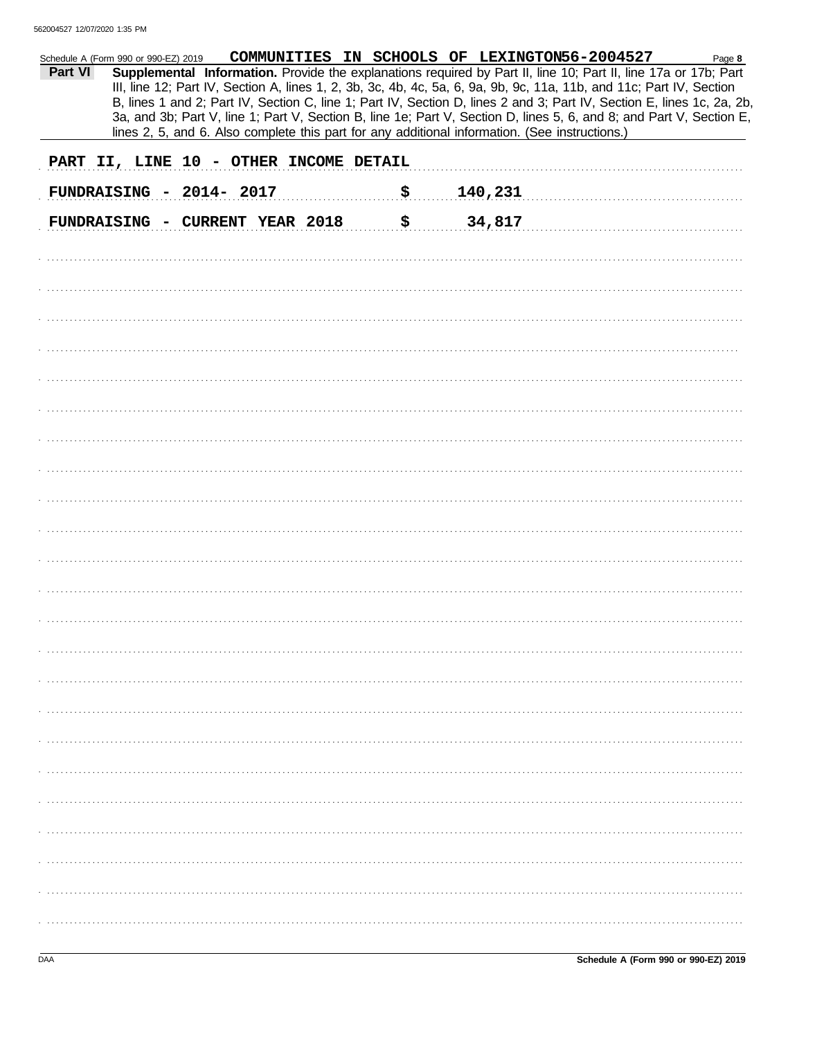Schedule A (Form 990 or 990-EZ) 2019 COMMUNITIES IN SCHOOLS OF LEXINGTON56-2004527 Page 8

**Part VI** **Supplemental Information.** Provide the explanations required by Part II, line 10; Part II, line 17a or 17b; Part III, line 12; Part IV, Section A, lines 1, 2, 3b, 3c, 4b, 4c, 5a, 6, 9a, 9b, 9c, 11a, 11b, and 11c; Part IV, Section B, lines 1 and 2; Part IV, Section C, line 1; Part IV, Section D, lines 2 and 3; Part IV, Section E, lines 1c, 2a, 2b, 3a, and 3b; Part V, line 1; Part V, Section B, line 1e; Part V, Section D, lines 5, 6, and 8; and Part V, Section E, lines 2, 5, and 6. Also complete this part for any additional information. (See instructions.)

PART II, LINE 10 - OTHER INCOME DETAIL

FUNDRAISING - 2014- 2017 $ 140,231

FUNDRAISING - CURRENT YEAR 2018 $ 34,817

DAA **Schedule A (Form 990 or 990-EZ) 2019**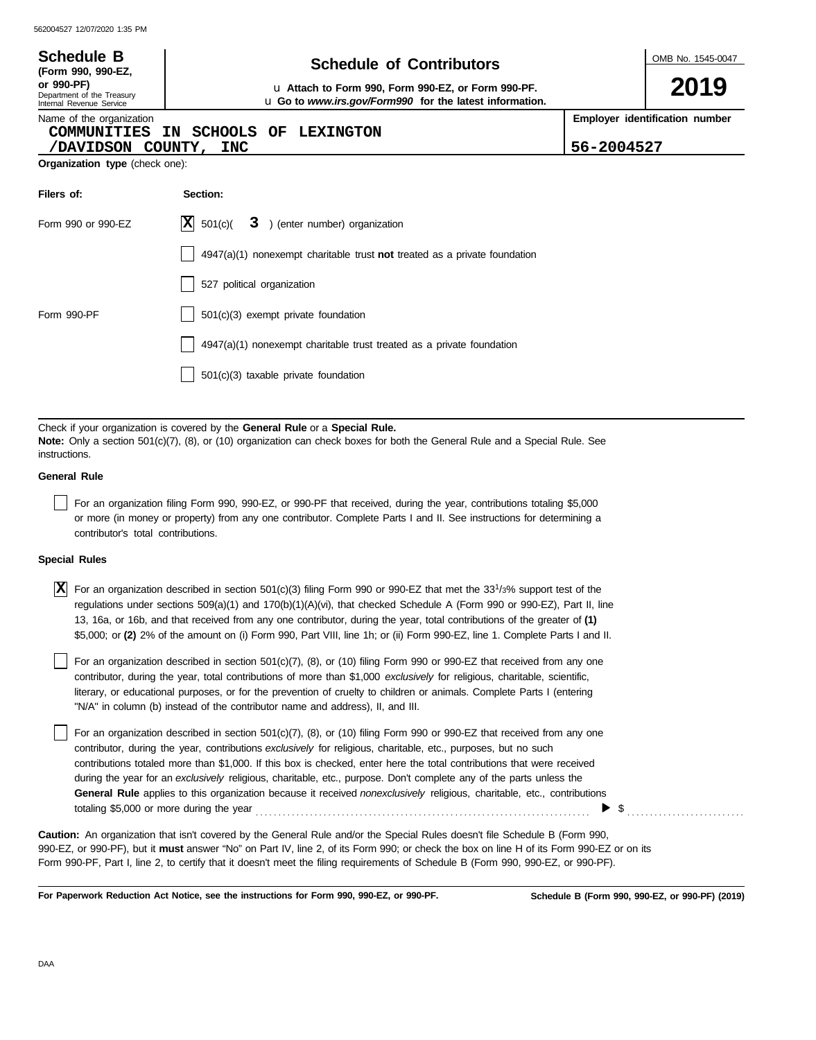562004527 12/07/2020 1:35 PM

**Schedule B** (Form 990, 990-EZ, or 990-PF)
Department of the Treasury
Internal Revenue Service

# Schedule of Contributors

u Attach to Form 990, Form 990-EZ, or Form 990-PF.
u Go to *www.irs.gov/Form990* for the latest information.

OMB No. 1545-0047

**2019**

Name of the organization
COMMUNITIES IN SCHOOLS OF LEXINGTON /DAVIDSON COUNTY, INC

**Employer identification number**
56-2004527

**Organization type** (check one):

| **Filers of:** | **Section:** |
|---|---|
| Form 990 or 990-EZ | [X] 501(c)( 3 ) (enter number) organization |
| | [ ] 4947(a)(1) nonexempt charitable trust **not** treated as a private foundation |
| | [ ] 527 political organization |
| Form 990-PF | [ ] 501(c)(3) exempt private foundation |
| | [ ] 4947(a)(1) nonexempt charitable trust treated as a private foundation |
| | [ ] 501(c)(3) taxable private foundation |

Check if your organization is covered by the **General Rule** or a **Special Rule.**
**Note:** Only a section 501(c)(7), (8), or (10) organization can check boxes for both the General Rule and a Special Rule. See instructions.

**General Rule**

[ ] For an organization filing Form 990, 990-EZ, or 990-PF that received, during the year, contributions totaling $5,000 or more (in money or property) from any one contributor. Complete Parts I and II. See instructions for determining a contributor's total contributions.

**Special Rules**

[X] For an organization described in section 501(c)(3) filing Form 990 or 990-EZ that met the 33 1/3% support test of the regulations under sections 509(a)(1) and 170(b)(1)(A)(vi), that checked Schedule A (Form 990 or 990-EZ), Part II, line 13, 16a, or 16b, and that received from any one contributor, during the year, total contributions of the greater of **(1)** $5,000; or **(2)** 2% of the amount on (i) Form 990, Part VIII, line 1h; or (ii) Form 990-EZ, line 1. Complete Parts I and II.

[ ] For an organization described in section 501(c)(7), (8), or (10) filing Form 990 or 990-EZ that received from any one contributor, during the year, total contributions of more than $1,000 *exclusively* for religious, charitable, scientific, literary, or educational purposes, or for the prevention of cruelty to children or animals. Complete Parts I (entering "N/A" in column (b) instead of the contributor name and address), II, and III.

[ ] For an organization described in section 501(c)(7), (8), or (10) filing Form 990 or 990-EZ that received from any one contributor, during the year, contributions *exclusively* for religious, charitable, etc., purposes, but no such contributions totaled more than $1,000. If this box is checked, enter here the total contributions that were received during the year for an *exclusively* religious, charitable, etc., purpose. Don't complete any of the parts unless the **General Rule** applies to this organization because it received *nonexclusively* religious, charitable, etc., contributions totaling $5,000 or more during the year ........ ▶ $ ..........

**Caution:** An organization that isn't covered by the General Rule and/or the Special Rules doesn't file Schedule B (Form 990, 990-EZ, or 990-PF), but it **must** answer "No" on Part IV, line 2, of its Form 990; or check the box on line H of its Form 990-EZ or on its Form 990-PF, Part I, line 2, to certify that it doesn't meet the filing requirements of Schedule B (Form 990, 990-EZ, or 990-PF).

**For Paperwork Reduction Act Notice, see the instructions for Form 990, 990-EZ, or 990-PF.** **Schedule B (Form 990, 990-EZ, or 990-PF) (2019)**

DAA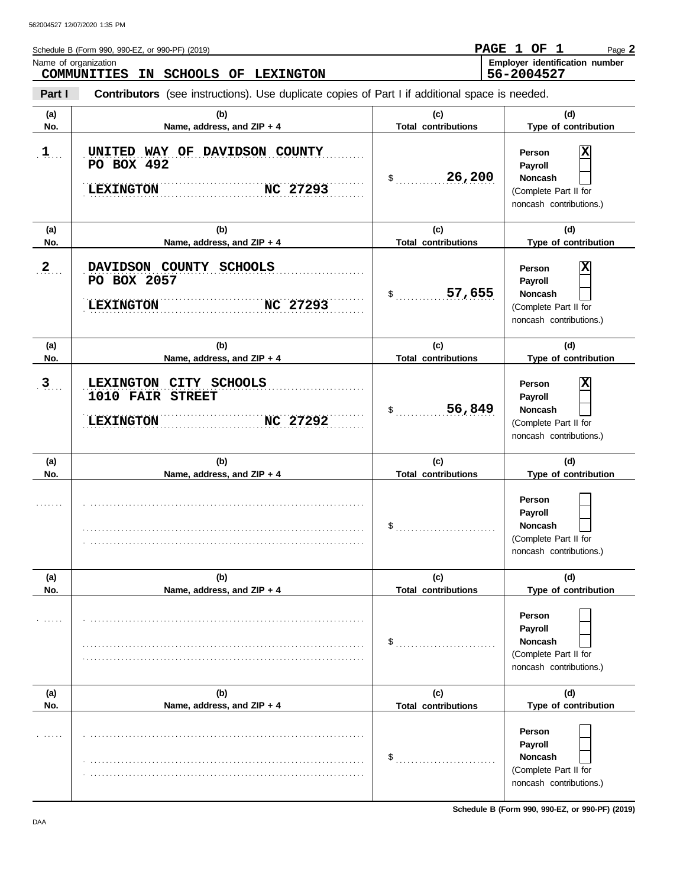Schedule B (Form 990, 990-EZ, or 990-PF) (2019)

**PAGE 1 OF 1**

Name of organization
**COMMUNITIES IN SCHOOLS OF LEXINGTON**

Employer identification number
**56-2004527**

**Part I** **Contributors** (see instructions). Use duplicate copies of Part I if additional space is needed.

| (a) No. | (b) Name, address, and ZIP + 4 | (c) Total contributions | (d) Type of contribution |
|---|---|---|---|
| 1 | UNITED WAY OF DAVIDSON COUNTY<br>PO BOX 492<br>LEXINGTON NC 27293 | $ 26,200 | Person [X]<br>Payroll [ ]<br>Noncash [ ]<br>(Complete Part II for noncash contributions.) |
| 2 | DAVIDSON COUNTY SCHOOLS<br>PO BOX 2057<br>LEXINGTON NC 27293 | $ 57,655 | Person [X]<br>Payroll [ ]<br>Noncash [ ]<br>(Complete Part II for noncash contributions.) |
| 3 | LEXINGTON CITY SCHOOLS<br>1010 FAIR STREET<br>LEXINGTON NC 27292 | $ 56,849 | Person [X]<br>Payroll [ ]<br>Noncash [ ]<br>(Complete Part II for noncash contributions.) |
| | | $ | Person [ ]<br>Payroll [ ]<br>Noncash [ ]<br>(Complete Part II for noncash contributions.) |
| | | $ | Person [ ]<br>Payroll [ ]<br>Noncash [ ]<br>(Complete Part II for noncash contributions.) |
| | | $ | Person [ ]<br>Payroll [ ]<br>Noncash [ ]<br>(Complete Part II for noncash contributions.) |

Schedule B (Form 990, 990-EZ, or 990-PF) (2019)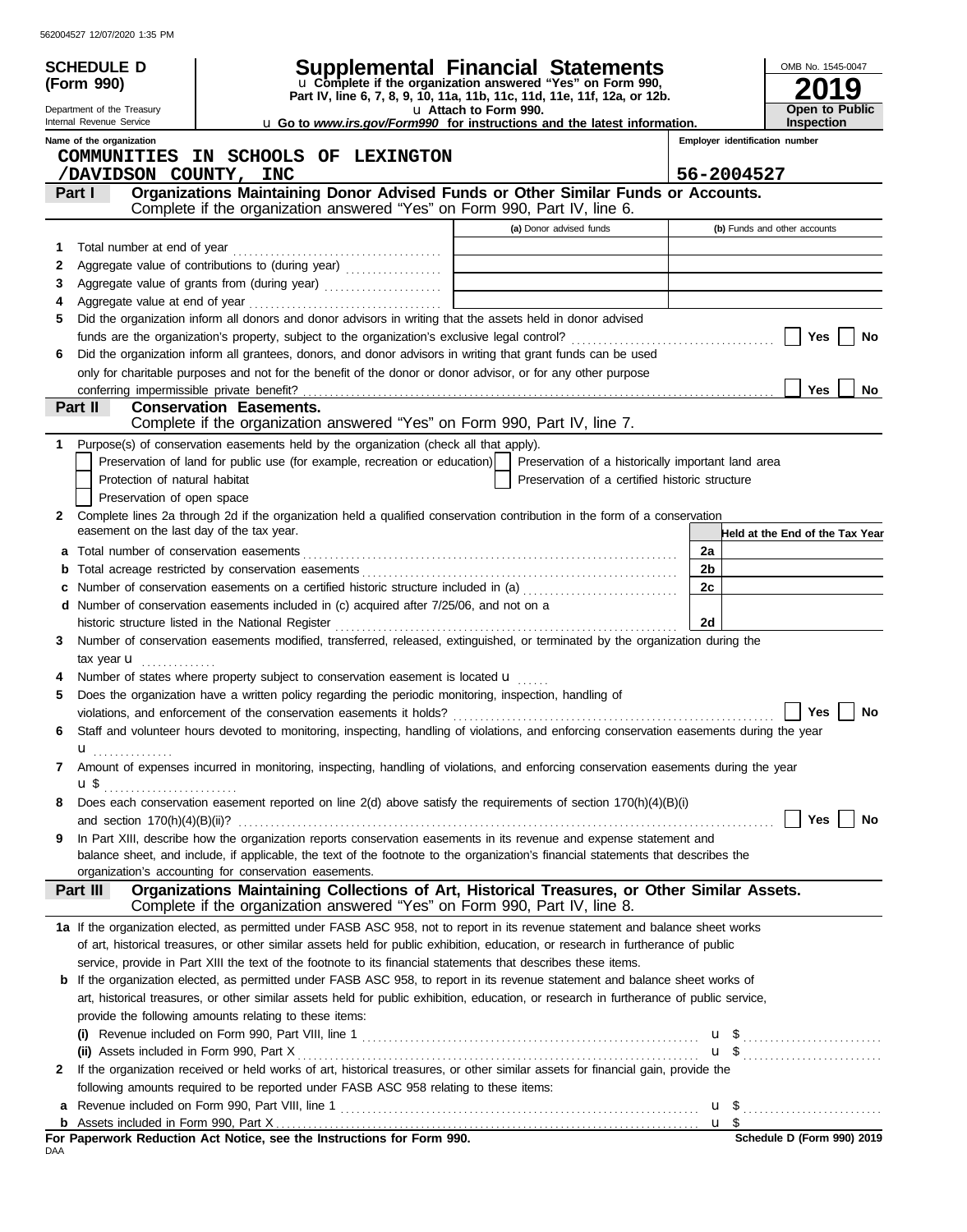562004527 12/07/2020 1:35 PM

# SCHEDULE D (Form 990)

Department of the Treasury
Internal Revenue Service

# Supplemental Financial Statements

u Complete if the organization answered "Yes" on Form 990, Part IV, line 6, 7, 8, 9, 10, 11a, 11b, 11c, 11d, 11e, 11f, 12a, or 12b.
u Attach to Form 990.
u Go to *www.irs.gov/Form990* for instructions and the latest information.

OMB No. 1545-0047

**2019**

**Open to Public Inspection**

**Name of the organization:** COMMUNITIES IN SCHOOLS OF LEXINGTON /DAVIDSON COUNTY, INC

**Employer identification number:** 56-2004527

## Part I — Organizations Maintaining Donor Advised Funds or Other Similar Funds or Accounts.

Complete if the organization answered "Yes" on Form 990, Part IV, line 6.

| | | (a) Donor advised funds | (b) Funds and other accounts |
|---|---|---|---|
| 1 | Total number at end of year | | |
| 2 | Aggregate value of contributions to (during year) | | |
| 3 | Aggregate value of grants from (during year) | | |
| 4 | Aggregate value at end of year | | |

5 Did the organization inform all donors and donor advisors in writing that the assets held in donor advised funds are the organization's property, subject to the organization's exclusive legal control? ☐ Yes ☐ No

6 Did the organization inform all grantees, donors, and donor advisors in writing that grant funds can be used only for charitable purposes and not for the benefit of the donor or donor advisor, or for any other purpose conferring impermissible private benefit? ☐ Yes ☐ No

## Part II — Conservation Easements.

Complete if the organization answered "Yes" on Form 990, Part IV, line 7.

1 Purpose(s) of conservation easements held by the organization (check all that apply).

- ☐ Preservation of land for public use (for example, recreation or education)
- ☐ Preservation of a historically important land area
- ☐ Protection of natural habitat
- ☐ Preservation of a certified historic structure
- ☐ Preservation of open space

2 Complete lines 2a through 2d if the organization held a qualified conservation contribution in the form of a conservation easement on the last day of the tax year.

| | | | Held at the End of the Tax Year |
|---|---|---|---|
| a | Total number of conservation easements | 2a | |
| b | Total acreage restricted by conservation easements | 2b | |
| c | Number of conservation easements on a certified historic structure included in (a) | 2c | |
| d | Number of conservation easements included in (c) acquired after 7/25/06, and not on a historic structure listed in the National Register | 2d | |

3 Number of conservation easements modified, transferred, released, extinguished, or terminated by the organization during the tax year u

4 Number of states where property subject to conservation easement is located u

5 Does the organization have a written policy regarding the periodic monitoring, inspection, handling of violations, and enforcement of the conservation easements it holds? ☐ Yes ☐ No

6 Staff and volunteer hours devoted to monitoring, inspecting, handling of violations, and enforcing conservation easements during the year u

7 Amount of expenses incurred in monitoring, inspecting, handling of violations, and enforcing conservation easements during the year u $

8 Does each conservation easement reported on line 2(d) above satisfy the requirements of section 170(h)(4)(B)(i) and section 170(h)(4)(B)(ii)? ☐ Yes ☐ No

9 In Part XIII, describe how the organization reports conservation easements in its revenue and expense statement and balance sheet, and include, if applicable, the text of the footnote to the organization's financial statements that describes the organization's accounting for conservation easements.

## Part III — Organizations Maintaining Collections of Art, Historical Treasures, or Other Similar Assets.

Complete if the organization answered "Yes" on Form 990, Part IV, line 8.

1a If the organization elected, as permitted under FASB ASC 958, not to report in its revenue statement and balance sheet works of art, historical treasures, or other similar assets held for public exhibition, education, or research in furtherance of public service, provide in Part XIII the text of the footnote to its financial statements that describes these items.

b If the organization elected, as permitted under FASB ASC 958, to report in its revenue statement and balance sheet works of art, historical treasures, or other similar assets held for public exhibition, education, or research in furtherance of public service, provide the following amounts relating to these items:

(i) Revenue included on Form 990, Part VIII, line 1 u $

(ii) Assets included in Form 990, Part X u $

2 If the organization received or held works of art, historical treasures, or other similar assets for financial gain, provide the following amounts required to be reported under FASB ASC 958 relating to these items:

a Revenue included on Form 990, Part VIII, line 1 u $

b Assets included in Form 990, Part X u $

**For Paperwork Reduction Act Notice, see the Instructions for Form 990.** Schedule D (Form 990) 2019

DAA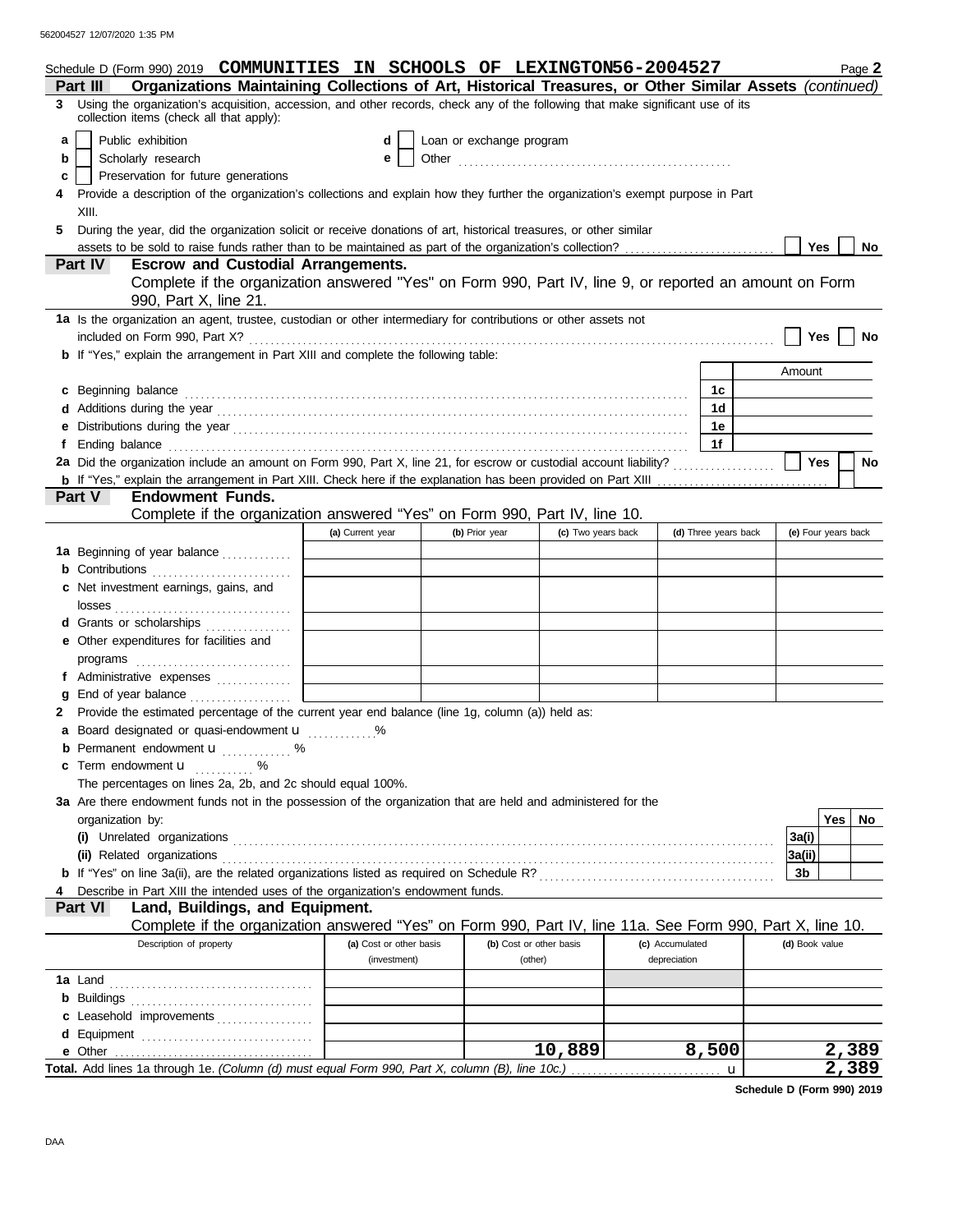Schedule D (Form 990) 2019 **COMMUNITIES IN SCHOOLS OF LEXINGTON** 56-2004527 Page **2**

## Part III Organizations Maintaining Collections of Art, Historical Treasures, or Other Similar Assets *(continued)*

**3** Using the organization's acquisition, accession, and other records, check any of the following that make significant use of its collection items (check all that apply):

- **a** ☐ Public exhibition
- **b** ☐ Scholarly research
- **c** ☐ Preservation for future generations
- **d** ☐ Loan or exchange program
- **e** ☐ Other ..................................................

**4** Provide a description of the organization's collections and explain how they further the organization's exempt purpose in Part XIII.

**5** During the year, did the organization solicit or receive donations of art, historical treasures, or other similar assets to be sold to raise funds rather than to be maintained as part of the organization's collection? ☐ Yes ☐ No

## Part IV Escrow and Custodial Arrangements.

Complete if the organization answered "Yes" on Form 990, Part IV, line 9, or reported an amount on Form 990, Part X, line 21.

**1a** Is the organization an agent, trustee, custodian or other intermediary for contributions or other assets not included on Form 990, Part X? ☐ Yes ☐ No

**b** If "Yes," explain the arrangement in Part XIII and complete the following table:

| | | Amount |
|---|---|---|
| **c** Beginning balance | 1c | |
| **d** Additions during the year | 1d | |
| **e** Distributions during the year | 1e | |
| **f** Ending balance | 1f | |

**2a** Did the organization include an amount on Form 990, Part X, line 21, for escrow or custodial account liability? ☐ Yes ☐ No

**b** If "Yes," explain the arrangement in Part XIII. Check here if the explanation has been provided on Part XIII ☐

## Part V Endowment Funds.

Complete if the organization answered "Yes" on Form 990, Part IV, line 10.

| | (a) Current year | (b) Prior year | (c) Two years back | (d) Three years back | (e) Four years back |
|---|---|---|---|---|---|
| **1a** Beginning of year balance | | | | | |
| **b** Contributions | | | | | |
| **c** Net investment earnings, gains, and losses | | | | | |
| **d** Grants or scholarships | | | | | |
| **e** Other expenditures for facilities and programs | | | | | |
| **f** Administrative expenses | | | | | |
| **g** End of year balance | | | | | |

**2** Provide the estimated percentage of the current year end balance (line 1g, column (a)) held as:

- **a** Board designated or quasi-endowment ............%
- **b** Permanent endowment ............%
- **c** Term endowment ............%

The percentages on lines 2a, 2b, and 2c should equal 100%.

**3a** Are there endowment funds not in the possession of the organization that are held and administered for the organization by:

| | | Yes | No |
|---|---|---|---|
| **(i)** Unrelated organizations | 3a(i) | | |
| **(ii)** Related organizations | 3a(ii) | | |
| **b** If "Yes" on line 3a(ii), are the related organizations listed as required on Schedule R? | 3b | | |

**4** Describe in Part XIII the intended uses of the organization's endowment funds.

## Part VI Land, Buildings, and Equipment.

Complete if the organization answered "Yes" on Form 990, Part IV, line 11a. See Form 990, Part X, line 10.

| Description of property | (a) Cost or other basis (investment) | (b) Cost or other basis (other) | (c) Accumulated depreciation | (d) Book value |
|---|---|---|---|---|
| **1a** Land | | | | |
| **b** Buildings | | | | |
| **c** Leasehold improvements | | | | |
| **d** Equipment | | | | |
| **e** Other | | 10,889 | 8,500 | 2,389 |
| **Total.** Add lines 1a through 1e. *(Column (d) must equal Form 990, Part X, column (B), line 10c.)* | | | | 2,389 |

**Schedule D (Form 990) 2019**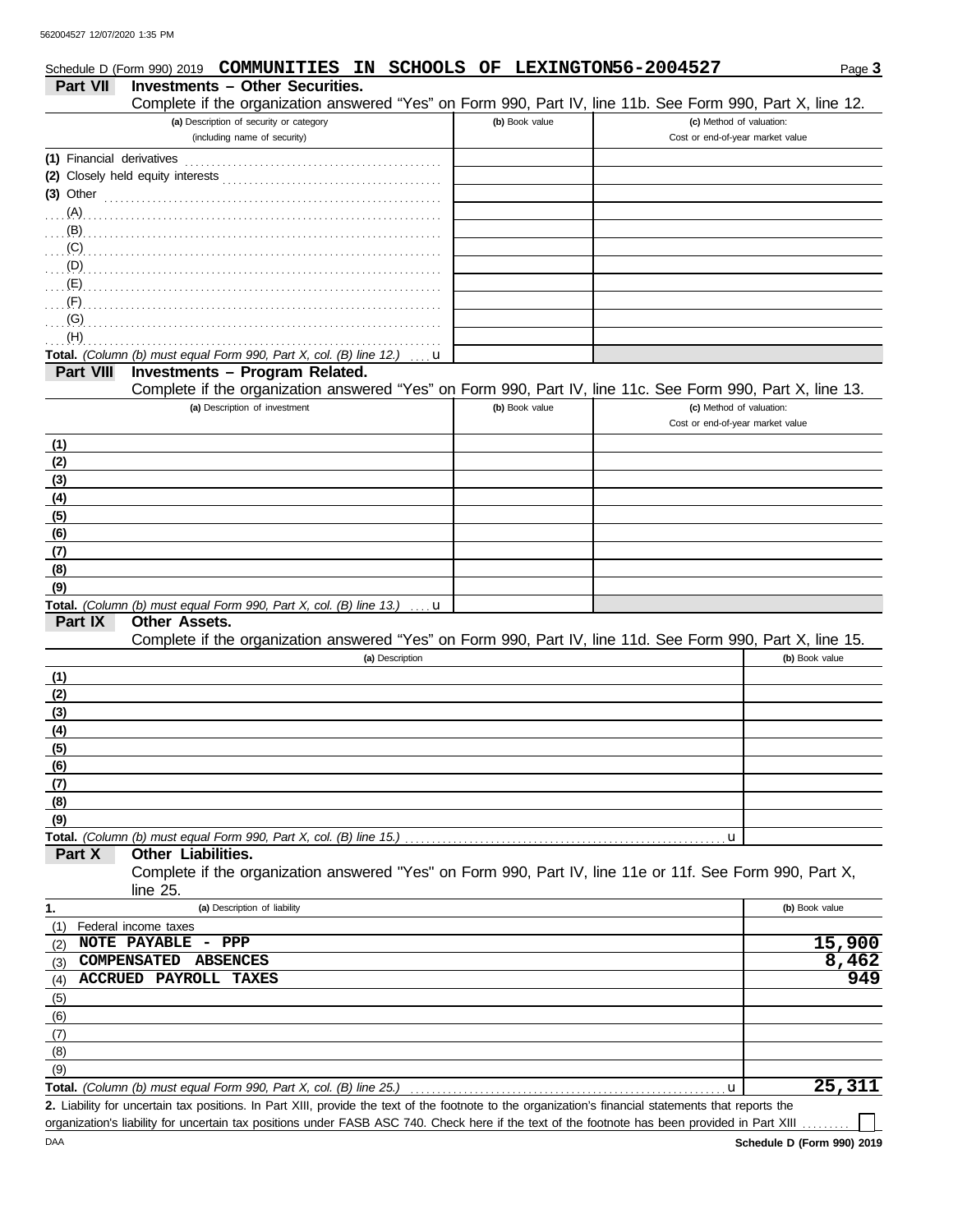562004527 12/07/2020 1:35 PM

Schedule D (Form 990) 2019 **COMMUNITIES IN SCHOOLS OF LEXINGTON56-2004527** Page **3**

## Part VII Investments – Other Securities.

Complete if the organization answered "Yes" on Form 990, Part IV, line 11b. See Form 990, Part X, line 12.

| (a) Description of security or category (including name of security) | (b) Book value | (c) Method of valuation: Cost or end-of-year market value |
|---|---|---|
| (1) Financial derivatives | | |
| (2) Closely held equity interests | | |
| (3) Other | | |
| (A) | | |
| (B) | | |
| (C) | | |
| (D) | | |
| (E) | | |
| (F) | | |
| (G) | | |
| (H) | | |
| **Total.** *(Column (b) must equal Form 990, Part X, col. (B) line 12.)* u | | |

## Part VIII Investments – Program Related.

Complete if the organization answered "Yes" on Form 990, Part IV, line 11c. See Form 990, Part X, line 13.

| (a) Description of investment | (b) Book value | (c) Method of valuation: Cost or end-of-year market value |
|---|---|---|
| (1) | | |
| (2) | | |
| (3) | | |
| (4) | | |
| (5) | | |
| (6) | | |
| (7) | | |
| (8) | | |
| (9) | | |
| **Total.** *(Column (b) must equal Form 990, Part X, col. (B) line 13.)* u | | |

## Part IX Other Assets.

Complete if the organization answered "Yes" on Form 990, Part IV, line 11d. See Form 990, Part X, line 15.

| (a) Description | (b) Book value |
|---|---|
| (1) | |
| (2) | |
| (3) | |
| (4) | |
| (5) | |
| (6) | |
| (7) | |
| (8) | |
| (9) | |
| **Total.** *(Column (b) must equal Form 990, Part X, col. (B) line 15.)* u | |

## Part X Other Liabilities.

Complete if the organization answered "Yes" on Form 990, Part IV, line 11e or 11f. See Form 990, Part X, line 25.

| 1. (a) Description of liability | (b) Book value |
|---|---|
| (1) Federal income taxes | |
| (2) NOTE PAYABLE - PPP | 15,900 |
| (3) COMPENSATED ABSENCES | 8,462 |
| (4) ACCRUED PAYROLL TAXES | 949 |
| (5) | |
| (6) | |
| (7) | |
| (8) | |
| (9) | |
| **Total.** *(Column (b) must equal Form 990, Part X, col. (B) line 25.)* u | 25,311 |

**2.** Liability for uncertain tax positions. In Part XIII, provide the text of the footnote to the organization's financial statements that reports the organization's liability for uncertain tax positions under FASB ASC 740. Check here if the text of the footnote has been provided in Part XIII ☐

DAA **Schedule D (Form 990) 2019**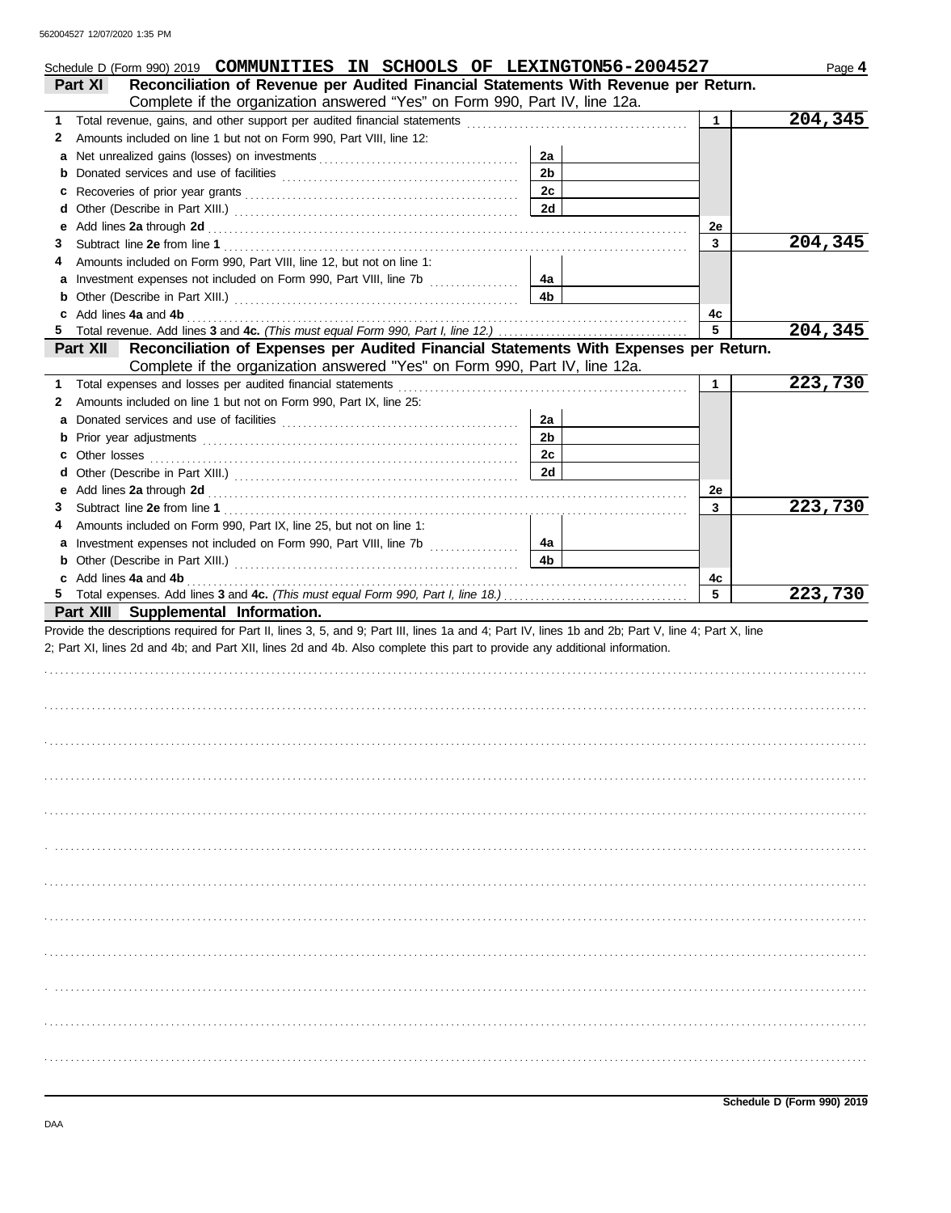Schedule D (Form 990) 2019 **COMMUNITIES IN SCHOOLS OF LEXINGTON 56-2004527** Page **4**

## Part XI Reconciliation of Revenue per Audited Financial Statements With Revenue per Return.

Complete if the organization answered "Yes" on Form 990, Part IV, line 12a.

| | | | | | |
|---|---|---|---|---|---|
| **1** | Total revenue, gains, and other support per audited financial statements | | | 1 | 204,345 |
| **2** | Amounts included on line 1 but not on Form 990, Part VIII, line 12: | | | | |
| **a** | Net unrealized gains (losses) on investments | 2a | | | |
| **b** | Donated services and use of facilities | 2b | | | |
| **c** | Recoveries of prior year grants | 2c | | | |
| **d** | Other (Describe in Part XIII.) | 2d | | | |
| **e** | Add lines **2a** through **2d** | | | 2e | |
| **3** | Subtract line **2e** from line **1** | | | 3 | 204,345 |
| **4** | Amounts included on Form 990, Part VIII, line 12, but not on line 1: | | | | |
| **a** | Investment expenses not included on Form 990, Part VIII, line 7b | 4a | | | |
| **b** | Other (Describe in Part XIII.) | 4b | | | |
| **c** | Add lines **4a** and **4b** | | | 4c | |
| **5** | Total revenue. Add lines **3** and **4c.** *(This must equal Form 990, Part I, line 12.)* | | | 5 | 204,345 |

## Part XII Reconciliation of Expenses per Audited Financial Statements With Expenses per Return.

Complete if the organization answered "Yes" on Form 990, Part IV, line 12a.

| | | | | | |
|---|---|---|---|---|---|
| **1** | Total expenses and losses per audited financial statements | | | 1 | 223,730 |
| **2** | Amounts included on line 1 but not on Form 990, Part IX, line 25: | | | | |
| **a** | Donated services and use of facilities | 2a | | | |
| **b** | Prior year adjustments | 2b | | | |
| **c** | Other losses | 2c | | | |
| **d** | Other (Describe in Part XIII.) | 2d | | | |
| **e** | Add lines **2a** through **2d** | | | 2e | |
| **3** | Subtract line **2e** from line **1** | | | 3 | 223,730 |
| **4** | Amounts included on Form 990, Part IX, line 25, but not on line 1: | | | | |
| **a** | Investment expenses not included on Form 990, Part VIII, line 7b | 4a | | | |
| **b** | Other (Describe in Part XIII.) | 4b | | | |
| **c** | Add lines **4a** and **4b** | | | 4c | |
| **5** | Total expenses. Add lines **3** and **4c.** *(This must equal Form 990, Part I, line 18.)* | | | 5 | 223,730 |

## Part XIII Supplemental Information.

Provide the descriptions required for Part II, lines 3, 5, and 9; Part III, lines 1a and 4; Part IV, lines 1b and 2b; Part V, line 4; Part X, line 2; Part XI, lines 2d and 4b; and Part XII, lines 2d and 4b. Also complete this part to provide any additional information.

**Schedule D (Form 990) 2019**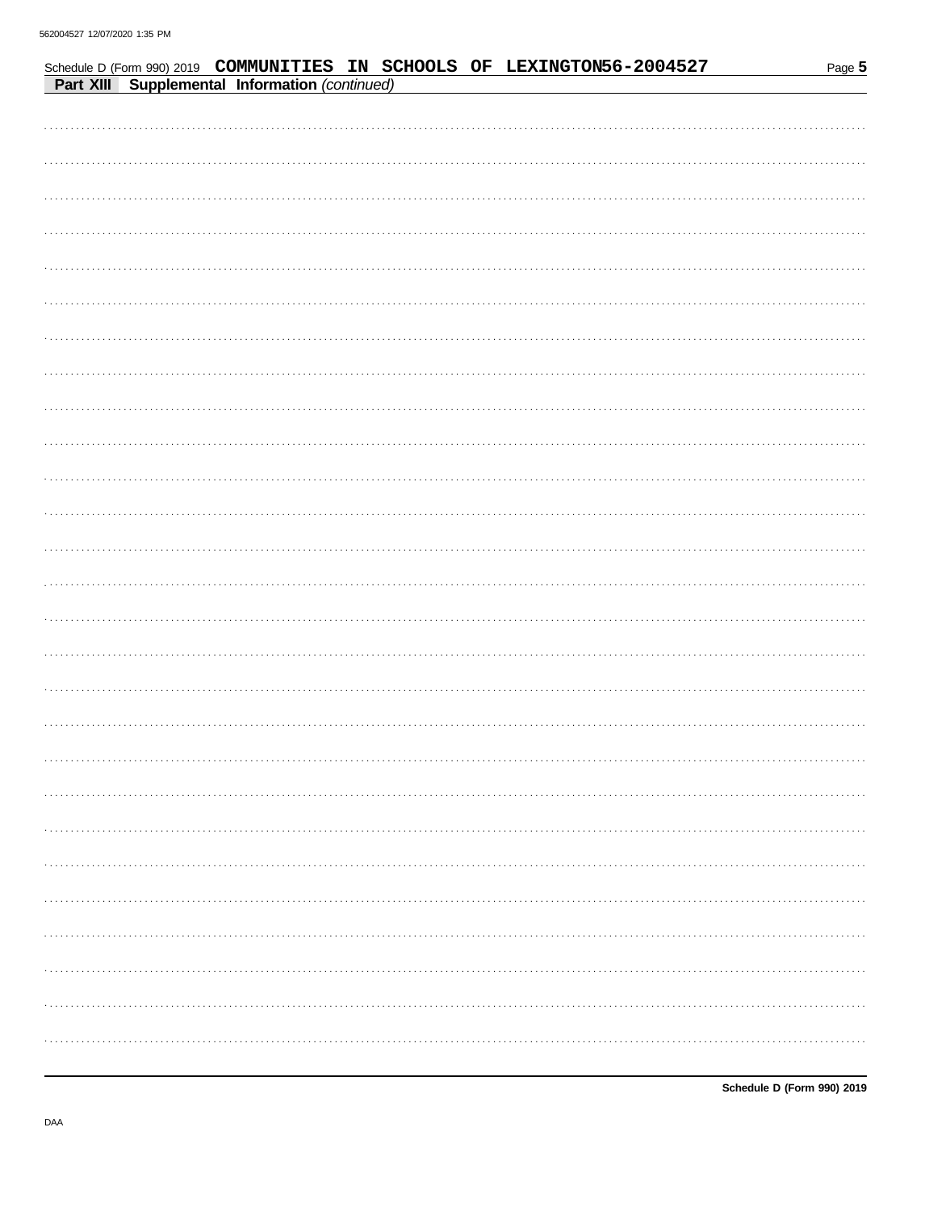Schedule D (Form 990) 2019 **COMMUNITIES IN SCHOOLS OF LEXINGTON56-2004527**

**Part XIII Supplemental Information** *(continued)*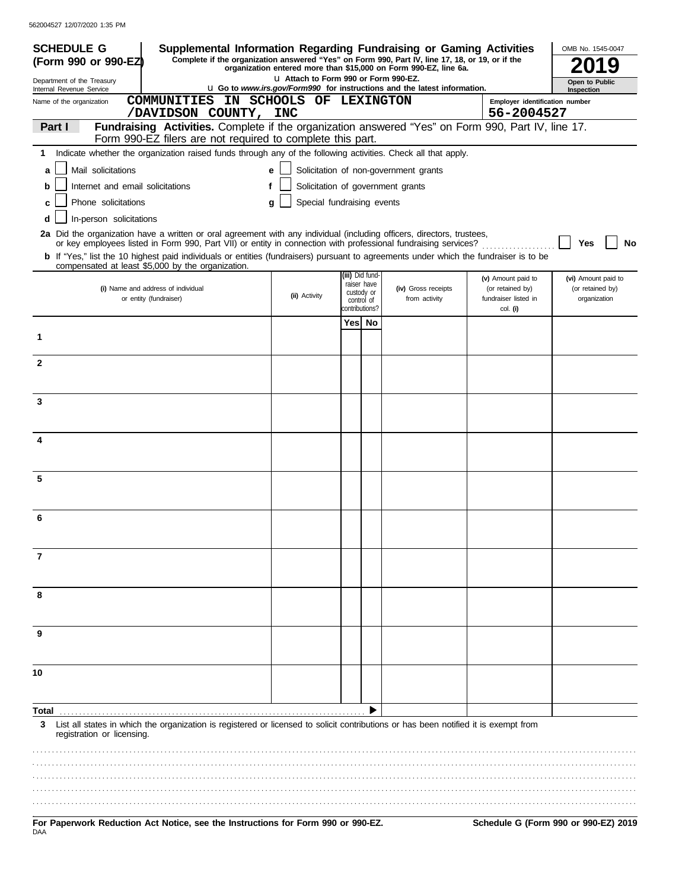562004527 12/07/2020 1:35 PM

**SCHEDULE G (Form 990 or 990-EZ)**

Department of the Treasury
Internal Revenue Service

# Supplemental Information Regarding Fundraising or Gaming Activities

**Complete if the organization answered "Yes" on Form 990, Part IV, line 17, 18, or 19, or if the organization entered more than $15,000 on Form 990-EZ, line 6a.**

u **Attach to Form 990 or Form 990-EZ.**

u **Go to *www.irs.gov/Form990* for instructions and the latest information.**

OMB No. 1545-0047

**2019**

**Open to Public Inspection**

Name of the organization: **COMMUNITIES IN SCHOOLS OF LEXINGTON /DAVIDSON COUNTY, INC**

Employer identification number: **56-2004527**

**Part I** **Fundraising Activities.** Complete if the organization answered "Yes" on Form 990, Part IV, line 17. Form 990-EZ filers are not required to complete this part.

**1** Indicate whether the organization raised funds through any of the following activities. Check all that apply.

- **a** ☐ Mail solicitations
- **b** ☐ Internet and email solicitations
- **c** ☐ Phone solicitations
- **d** ☐ In-person solicitations
- **e** ☐ Solicitation of non-government grants
- **f** ☐ Solicitation of government grants
- **g** ☐ Special fundraising events

**2a** Did the organization have a written or oral agreement with any individual (including officers, directors, trustees, or key employees listed in Form 990, Part VII) or entity in connection with professional fundraising services? ☐ **Yes** ☐ **No**

**b** If "Yes," list the 10 highest paid individuals or entities (fundraisers) pursuant to agreements under which the fundraiser is to be compensated at least $5,000 by the organization.

| | (i) Name and address of individual or entity (fundraiser) | (ii) Activity | (iii) Did fund-raiser have custody or control of contributions? Yes | No | (iv) Gross receipts from activity | (v) Amount paid to (or retained by) fundraiser listed in col. (i) | (vi) Amount paid to (or retained by) organization |
|---|---|---|---|---|---|---|---|
| 1 | | | | | | | |
| 2 | | | | | | | |
| 3 | | | | | | | |
| 4 | | | | | | | |
| 5 | | | | | | | |
| 6 | | | | | | | |
| 7 | | | | | | | |
| 8 | | | | | | | |
| 9 | | | | | | | |
| 10 | | | | | | | |
| **Total** | | | | ▶ | | | |

**3** List all states in which the organization is registered or licensed to solicit contributions or has been notified it is exempt from registration or licensing.

**For Paperwork Reduction Act Notice, see the Instructions for Form 990 or 990-EZ.**

DAA

**Schedule G (Form 990 or 990-EZ) 2019**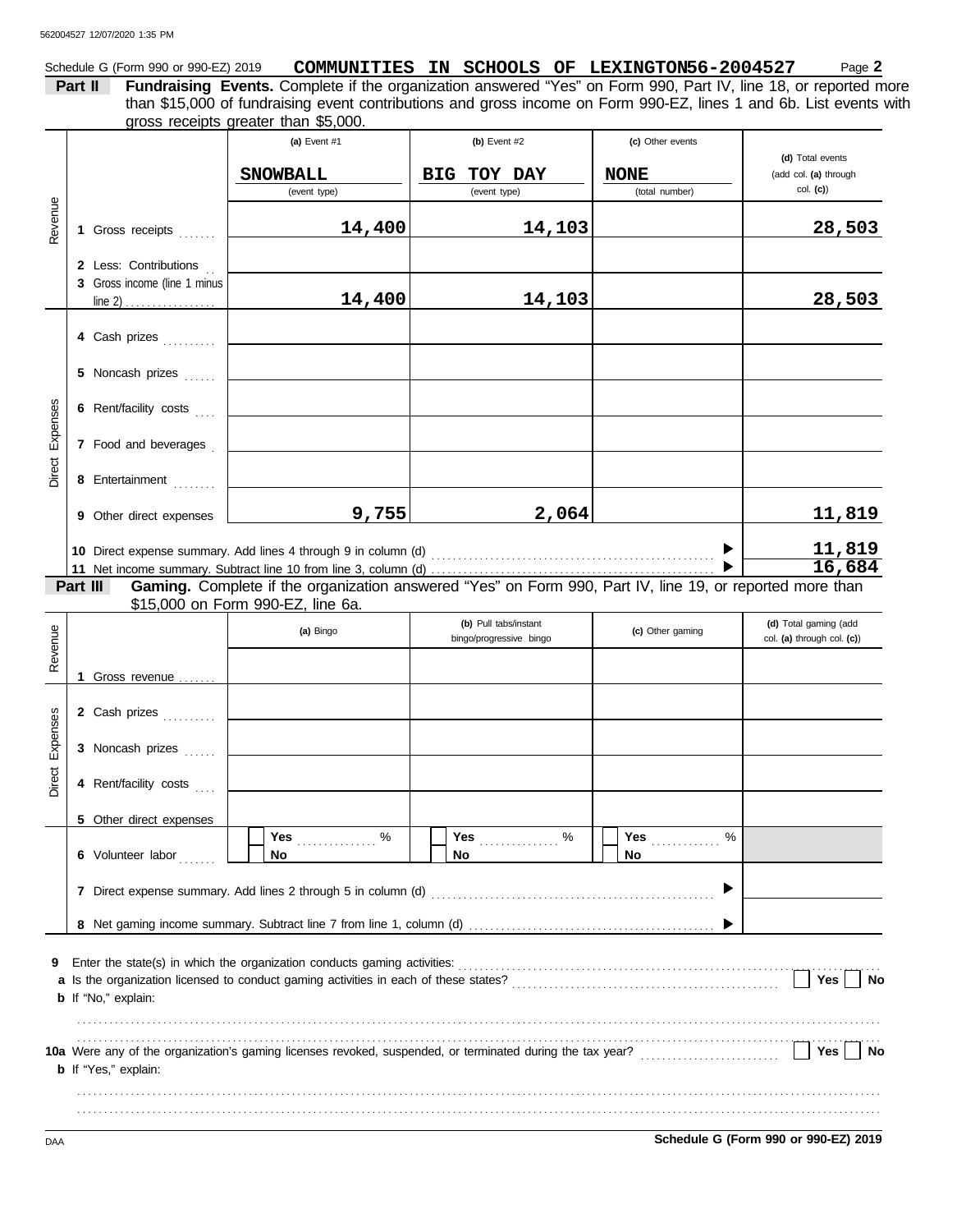Schedule G (Form 990 or 990-EZ) 2019 **COMMUNITIES IN SCHOOLS OF LEXINGTON 56-2004527** Page **2**

**Part II** **Fundraising Events.** Complete if the organization answered "Yes" on Form 990, Part IV, line 18, or reported more than $15,000 of fundraising event contributions and gross income on Form 990-EZ, lines 1 and 6b. List events with gross receipts greater than $5,000.

| | | (a) Event #1 | (b) Event #2 | (c) Other events | (d) Total events (add col. (a) through col. (c)) |
|---|---|---|---|---|---|
| | | SNOWBALL (event type) | BIG TOY DAY (event type) | NONE (total number) | |
| Revenue | 1 Gross receipts | 14,400 | 14,103 | | 28,503 |
| | 2 Less: Contributions | | | | |
| | 3 Gross income (line 1 minus line 2) | 14,400 | 14,103 | | 28,503 |
| Direct Expenses | 4 Cash prizes | | | | |
| | 5 Noncash prizes | | | | |
| | 6 Rent/facility costs | | | | |
| | 7 Food and beverages | | | | |
| | 8 Entertainment | | | | |
| | 9 Other direct expenses | 9,755 | 2,064 | | 11,819 |
| | 10 Direct expense summary. Add lines 4 through 9 in column (d) | | | | 11,819 |
| | 11 Net income summary. Subtract line 10 from line 3, column (d) | | | | 16,684 |

**Part III** **Gaming.** Complete if the organization answered "Yes" on Form 990, Part IV, line 19, or reported more than $15,000 on Form 990-EZ, line 6a.

| | | (a) Bingo | (b) Pull tabs/instant bingo/progressive bingo | (c) Other gaming | (d) Total gaming (add col. (a) through col. (c)) |
|---|---|---|---|---|---|
| Revenue | 1 Gross revenue | | | | |
| Direct Expenses | 2 Cash prizes | | | | |
| | 3 Noncash prizes | | | | |
| | 4 Rent/facility costs | | | | |
| | 5 Other direct expenses | | | | |
| | 6 Volunteer labor | Yes ____ % No | Yes ____ % No | Yes ____ % No | |
| | 7 Direct expense summary. Add lines 2 through 5 in column (d) | | | | |
| | 8 Net gaming income summary. Subtract line 7 from line 1, column (d) | | | | |

**9** Enter the state(s) in which the organization conducts gaming activities: ..........

**a** Is the organization licensed to conduct gaming activities in each of these states? ☐ Yes ☐ No

**b** If "No," explain:

**10a** Were any of the organization's gaming licenses revoked, suspended, or terminated during the tax year? ☐ Yes ☐ No

**b** If "Yes," explain:

DAA **Schedule G (Form 990 or 990-EZ) 2019**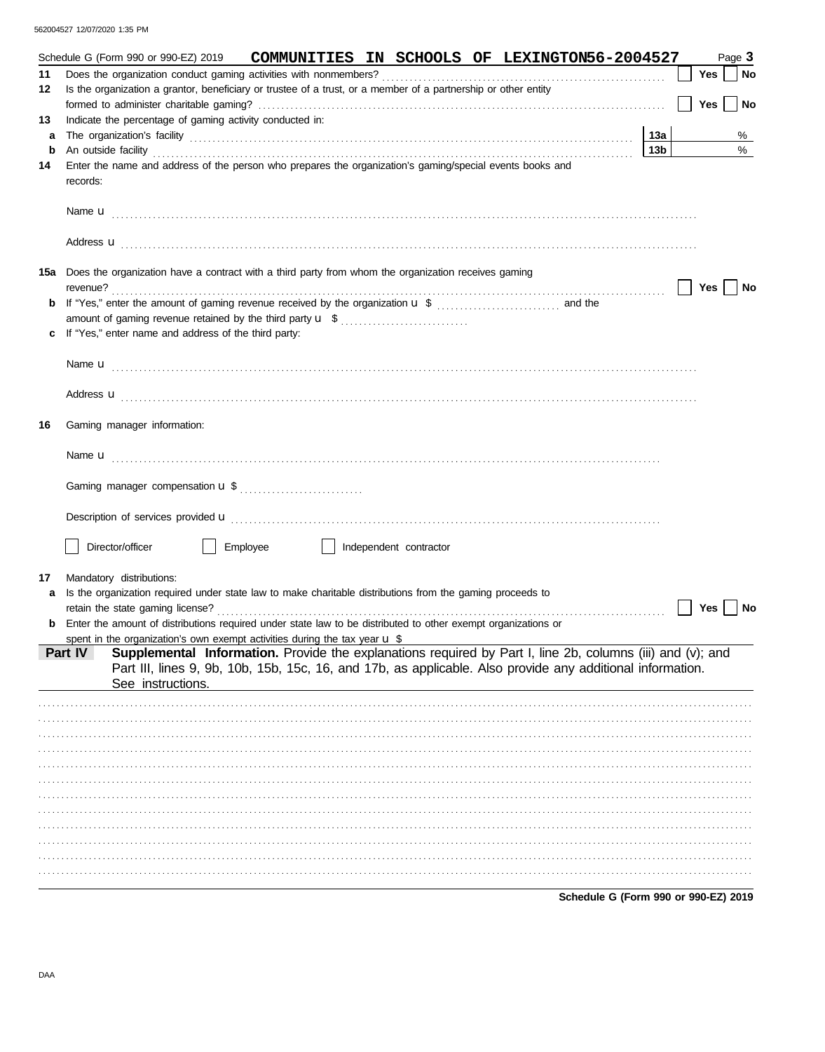Schedule G (Form 990 or 990-EZ) 2019 **COMMUNITIES IN SCHOOLS OF LEXINGTON 56-2004527** Page **3**

**11** Does the organization conduct gaming activities with nonmembers? ☐ **Yes** ☐ **No**

**12** Is the organization a grantor, beneficiary or trustee of a trust, or a member of a partnership or other entity formed to administer charitable gaming? ☐ **Yes** ☐ **No**

**13** Indicate the percentage of gaming activity conducted in:

**a** The organization's facility **13a** %

**b** An outside facility **13b** %

**14** Enter the name and address of the person who prepares the organization's gaming/special events books and records:

Name u

Address u

**15a** Does the organization have a contract with a third party from whom the organization receives gaming revenue? ☐ **Yes** ☐ **No**

**b** If "Yes," enter the amount of gaming revenue received by the organization u $ ........ and the amount of gaming revenue retained by the third party u $ ........

**c** If "Yes," enter name and address of the third party:

Name u

Address u

**16** Gaming manager information:

Name u

Gaming manager compensation u $

Description of services provided u

☐ Director/officer ☐ Employee ☐ Independent contractor

**17** Mandatory distributions:

**a** Is the organization required under state law to make charitable distributions from the gaming proceeds to retain the state gaming license? ☐ **Yes** ☐ **No**

**b** Enter the amount of distributions required under state law to be distributed to other exempt organizations or spent in the organization's own exempt activities during the tax year u $

**Part IV** **Supplemental Information.** Provide the explanations required by Part I, line 2b, columns (iii) and (v); and Part III, lines 9, 9b, 10b, 15b, 15c, 16, and 17b, as applicable. Also provide any additional information. See instructions.

**Schedule G (Form 990 or 990-EZ) 2019**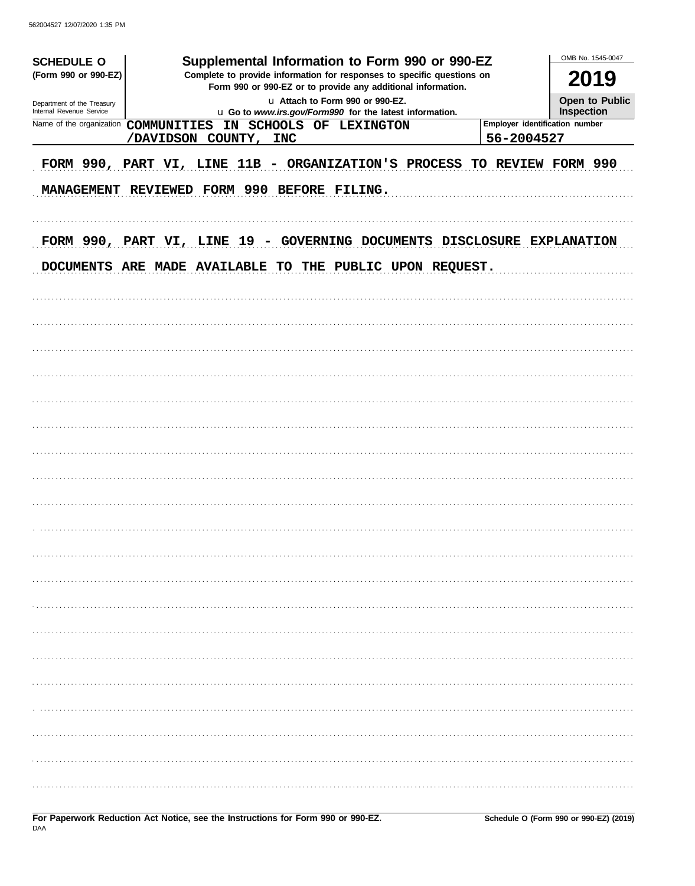562004527 12/07/2020 1:35 PM

**SCHEDULE O**
**(Form 990 or 990-EZ)**

Department of the Treasury
Internal Revenue Service

# Supplemental Information to Form 990 or 990-EZ

**Complete to provide information for responses to specific questions on Form 990 or 990-EZ or to provide any additional information.**

u Attach to Form 990 or 990-EZ.
u Go to *www.irs.gov/Form990* for the latest information.

OMB No. 1545-0047

**2019**

**Open to Public Inspection**

Name of the organization: **COMMUNITIES IN SCHOOLS OF LEXINGTON /DAVIDSON COUNTY, INC**

Employer identification number: **56-2004527**

FORM 990, PART VI, LINE 11B - ORGANIZATION'S PROCESS TO REVIEW FORM 990

MANAGEMENT REVIEWED FORM 990 BEFORE FILING.

FORM 990, PART VI, LINE 19 - GOVERNING DOCUMENTS DISCLOSURE EXPLANATION

DOCUMENTS ARE MADE AVAILABLE TO THE PUBLIC UPON REQUEST.

**For Paperwork Reduction Act Notice, see the Instructions for Form 990 or 990-EZ.**
DAA

**Schedule O (Form 990 or 990-EZ) (2019)**